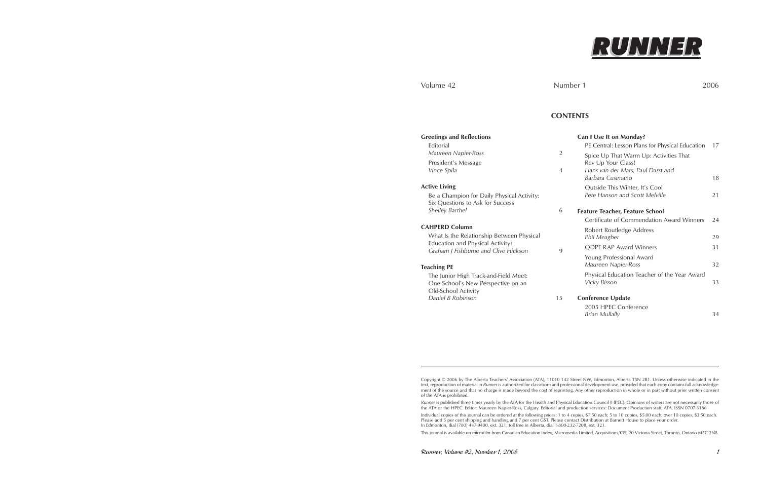# RUNNER

Volume 42 Number 1 2006

## CONTENTS

**Greetings and Reflections**

Editorial
*Maureen Napier-Ross* 2

President's Message
*Vince Spila* 4

**Active Living**

Be a Champion for Daily Physical Activity: Six Questions to Ask for Success
*Shelley Barthel* 6

**CAHPERD Column**

What Is the Relationship Between Physical Education and Physical Activity?
*Graham J Fishburne and Clive Hickson* 9

**Teaching PE**

The Junior High Track-and-Field Meet: One School's New Perspective on an Old-School Activity
*Daniel B Robinson* 15

**Can I Use It on Monday?**

PE Central: Lesson Plans for Physical Education 17

Spice Up That Warm Up: Activities That Rev Up Your Class!
*Hans van der Mars, Paul Darst and Barbara Cusimano* 18

Outside This Winter, It's Cool
*Pete Hanson and Scott Melville* 21

**Feature Teacher, Feature School**

Certificate of Commendation Award Winners 24

Robert Routledge Address
*Phil Meagher* 29

QDPE RAP Award Winners 31

Young Professional Award
*Maureen Napier-Ross* 32

Physical Education Teacher of the Year Award
*Vicky Bisson* 33

**Conference Update**

2005 HPEC Conference
*Brian Mullally* 34

---

Copyright © 2006 by The Alberta Teachers' Association (ATA), 11010 142 Street NW, Edmonton, Alberta T5N 2R1. Unless otherwise indicated in the text, reproduction of material in *Runner* is authorized for classroom and professional development use, provided that each copy contains full acknowledgement of the source and that no charge is made beyond the cost of reprinting. Any other reproduction in whole or in part without prior written consent of the ATA is prohibited.

*Runner* is published three times yearly by the ATA for the Health and Physical Education Council (HPEC). Opinions of writers are not necessarily those of the ATA or the HPEC. Editor: Maureen Napier-Ross, Calgary. Editorial and production services: Document Production staff, ATA. ISSN 0707-3186

Individual copies of this journal can be ordered at the following prices: 1 to 4 copies, $7.50 each; 5 to 10 copies, $5.00 each; over 10 copies, $3.50 each. Please add 5 per cent shipping and handling and 7 per cent GST. Please contact Distribution at Barnett House to place your order. In Edmonton, dial (780) 447-9400, ext. 321; toll free in Alberta, dial 1-800-232-7208, ext. 321.

This journal is available on microfilm from Canadian Education Index, Micromedia Limited, Acquisitions/CEI, 20 Victoria Street, Toronto, Ontario M5C 2N8.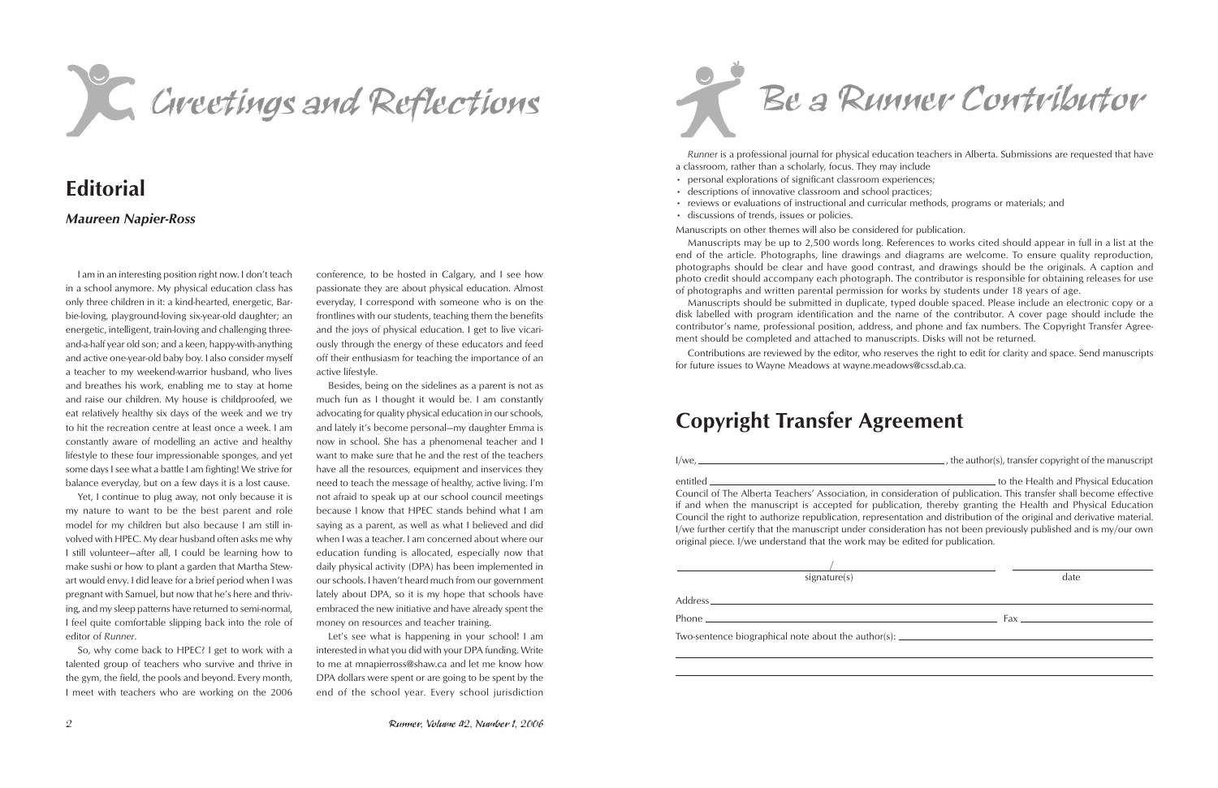# Greetings and Reflections

## Editorial

***Maureen Napier-Ross***

I am in an interesting position right now. I don't teach in a school anymore. My physical education class has only three children in it: a kind-hearted, energetic, Barbie-loving, playground-loving six-year-old daughter; an energetic, intelligent, train-loving and challenging three-and-a-half year old son; and a keen, happy-with-anything and active one-year-old baby boy. I also consider myself a teacher to my weekend-warrior husband, who lives and breathes his work, enabling me to stay at home and raise our children. My house is childproofed, we eat relatively healthy six days of the week and we try to hit the recreation centre at least once a week. I am constantly aware of modelling an active and healthy lifestyle to these four impressionable sponges, and yet some days I see what a battle I am fighting! We strive for balance everyday, but on a few days it is a lost cause.

Yet, I continue to plug away, not only because it is my nature to want to be the best parent and role model for my children but also because I am still involved with HPEC. My dear husband often asks me why I still volunteer—after all, I could be learning how to make sushi or how to plant a garden that Martha Stewart would envy. I did leave for a brief period when I was pregnant with Samuel, but now that he's here and thriving, and my sleep patterns have returned to semi-normal, I feel quite comfortable slipping back into the role of editor of *Runner*.

So, why come back to HPEC? I get to work with a talented group of teachers who survive and thrive in the gym, the field, the pools and beyond. Every month, I meet with teachers who are working on the 2006 conference, to be hosted in Calgary, and I see how passionate they are about physical education. Almost everyday, I correspond with someone who is on the frontlines with our students, teaching them the benefits and the joys of physical education. I get to live vicariously through the energy of these educators and feed off their enthusiasm for teaching the importance of an active lifestyle.

Besides, being on the sidelines as a parent is not as much fun as I thought it would be. I am constantly advocating for quality physical education in our schools, and lately it's become personal—my daughter Emma is now in school. She has a phenomenal teacher and I want to make sure that he and the rest of the teachers have all the resources, equipment and inservices they need to teach the message of healthy, active living. I'm not afraid to speak up at our school council meetings because I know that HPEC stands behind what I am saying as a parent, as well as what I believed and did when I was a teacher. I am concerned about where our education funding is allocated, especially now that daily physical activity (DPA) has been implemented in our schools. I haven't heard much from our government lately about DPA, so it is my hope that schools have embraced the new initiative and have already spent the money on resources and teacher training.

Let's see what is happening in your school! I am interested in what you did with your DPA funding. Write to me at mnapierross@shaw.ca and let me know how DPA dollars were spent or are going to be spent by the end of the school year. Every school jurisdiction

# Be a Runner Contributor

*Runner* is a professional journal for physical education teachers in Alberta. Submissions are requested that have a classroom, rather than a scholarly, focus. They may include

- personal explorations of significant classroom experiences;
- descriptions of innovative classroom and school practices;
- reviews or evaluations of instructional and curricular methods, programs or materials; and
- discussions of trends, issues or policies.

Manuscripts on other themes will also be considered for publication.

Manuscripts may be up to 2,500 words long. References to works cited should appear in full in a list at the end of the article. Photographs, line drawings and diagrams are welcome. To ensure quality reproduction, photographs should be clear and have good contrast, and drawings should be the originals. A caption and photo credit should accompany each photograph. The contributor is responsible for obtaining releases for use of photographs and written parental permission for works by students under 18 years of age.

Manuscripts should be submitted in duplicate, typed double spaced. Please include an electronic copy or a disk labelled with program identification and the name of the contributor. A cover page should include the contributor's name, professional position, address, and phone and fax numbers. The Copyright Transfer Agreement should be completed and attached to manuscripts. Disks will not be returned.

Contributions are reviewed by the editor, who reserves the right to edit for clarity and space. Send manuscripts for future issues to Wayne Meadows at wayne.meadows@cssd.ab.ca.

## Copyright Transfer Agreement

I/we, ____________________, the author(s), transfer copyright of the manuscript entitled ____________________ to the Health and Physical Education Council of The Alberta Teachers' Association, in consideration of publication. This transfer shall become effective if and when the manuscript is accepted for publication, thereby granting the Health and Physical Education Council the right to authorize republication, representation and distribution of the original and derivative material. I/we further certify that the manuscript under consideration has not been previously published and is my/our own original piece. I/we understand that the work may be edited for publication.

____________ / ____________ signature(s) ____________ date

Address ____________________

Phone ____________________ Fax ____________________

Two-sentence biographical note about the author(s): ____________________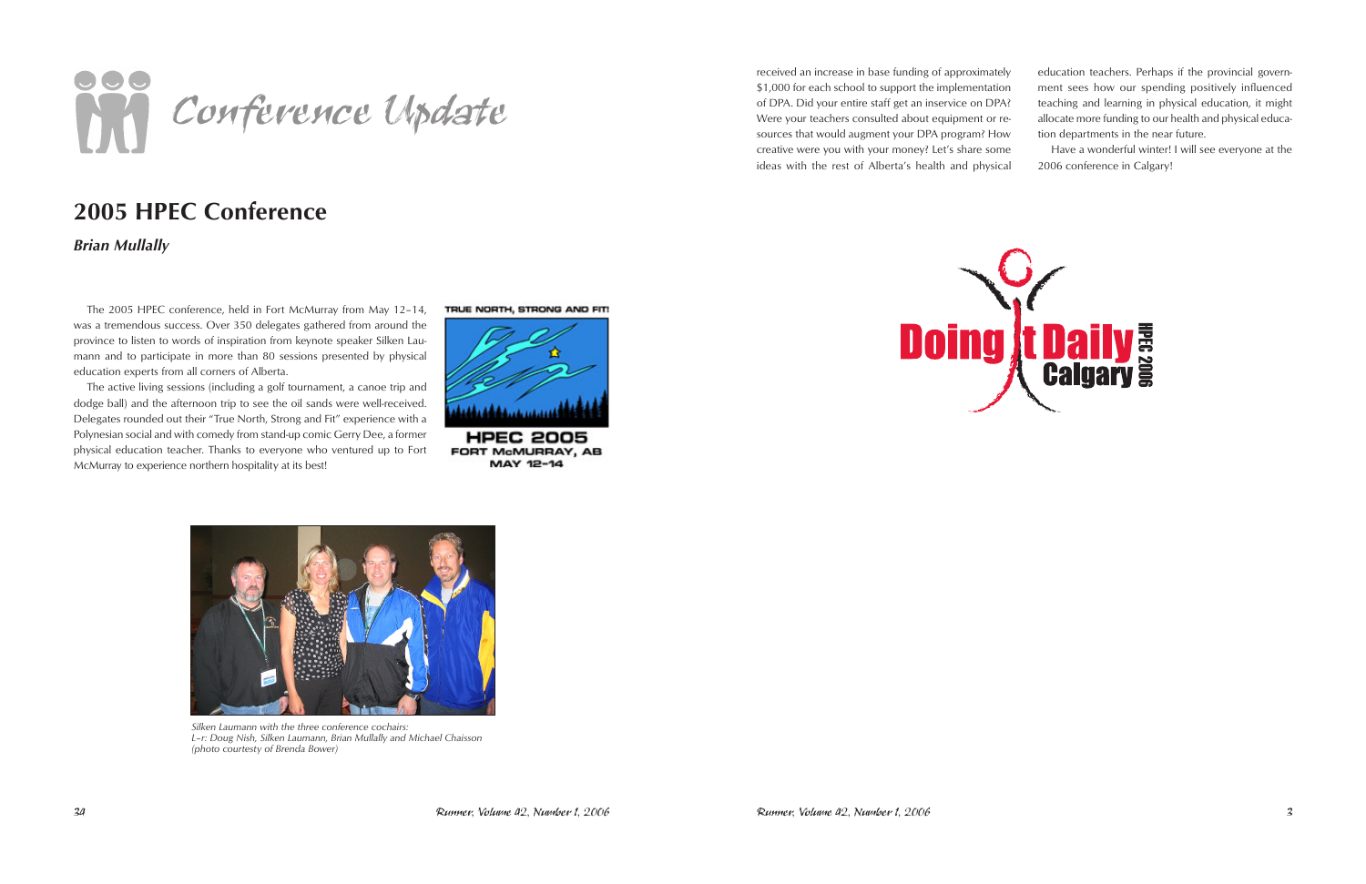# Conference Update

## 2005 HPEC Conference

***Brian Mullally***

The 2005 HPEC conference, held in Fort McMurray from May 12–14, was a tremendous success. Over 350 delegates gathered from around the province to listen to words of inspiration from keynote speaker Silken Laumann and to participate in more than 80 sessions presented by physical education experts from all corners of Alberta.

The active living sessions (including a golf tournament, a canoe trip and dodge ball) and the afternoon trip to see the oil sands were well-received. Delegates rounded out their "True North, Strong and Fit" experience with a Polynesian social and with comedy from stand-up comic Gerry Dee, a former physical education teacher. Thanks to everyone who ventured up to Fort McMurray to experience northern hospitality at its best!

TRUE NORTH, STRONG AND FIT!

HPEC 2005
FORT McMURRAY, AB
MAY 12–14

*Silken Laumann with the three conference cochairs:*
*L–r: Doug Nish, Silken Laumann, Brian Mullally and Michael Chaisson (photo courtesy of Brenda Bower)*

received an increase in base funding of approximately $1,000 for each school to support the implementation of DPA. Did your entire staff get an inservice on DPA? Were your teachers consulted about equipment or resources that would augment your DPA program? How creative were you with your money? Let's share some ideas with the rest of Alberta's health and physical education teachers. Perhaps if the provincial government sees how our spending positively influenced teaching and learning in physical education, it might allocate more funding to our health and physical education departments in the near future.

Have a wonderful winter! I will see everyone at the 2006 conference in Calgary!

Doing It Daily
Calgary
HPEC 2006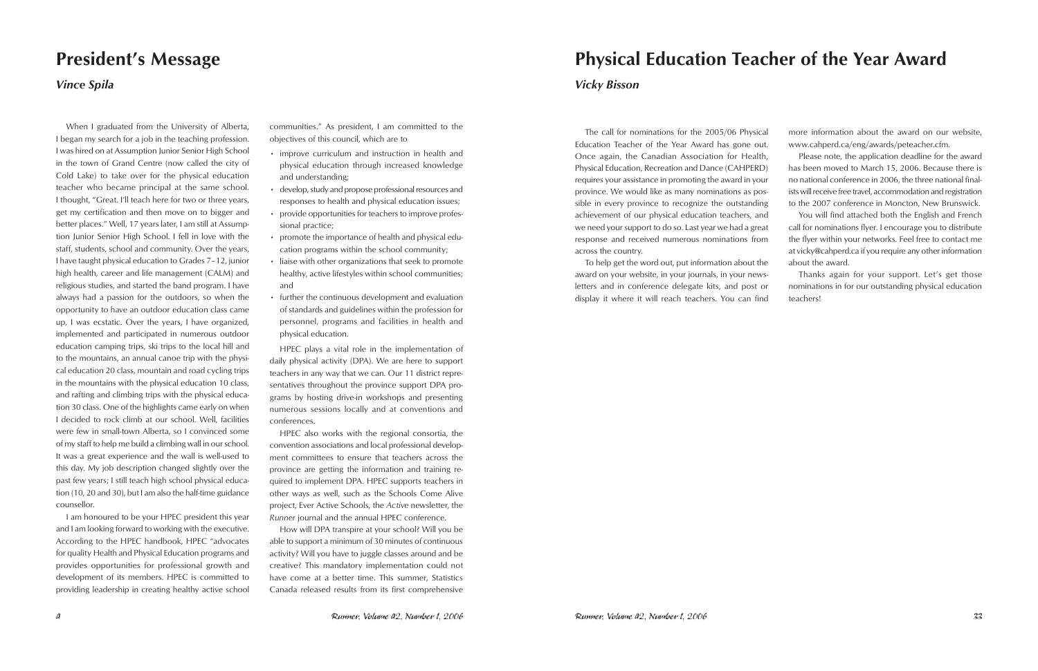# President's Message

*Vince Spila*

When I graduated from the University of Alberta, I began my search for a job in the teaching profession. I was hired on at Assumption Junior Senior High School in the town of Grand Centre (now called the city of Cold Lake) to take over for the physical education teacher who became principal at the same school. I thought, "Great. I'll teach here for two or three years, get my certification and then move on to bigger and better places." Well, 17 years later, I am still at Assumption Junior Senior High School. I fell in love with the staff, students, school and community. Over the years, I have taught physical education to Grades 7–12, junior high health, career and life management (CALM) and religious studies, and started the band program. I have always had a passion for the outdoors, so when the opportunity to have an outdoor education class came up, I was ecstatic. Over the years, I have organized, implemented and participated in numerous outdoor education camping trips, ski trips to the local hill and to the mountains, an annual canoe trip with the physical education 20 class, mountain and road cycling trips in the mountains with the physical education 10 class, and rafting and climbing trips with the physical education 30 class. One of the highlights came early on when I decided to rock climb at our school. Well, facilities were few in small-town Alberta, so I convinced some of my staff to help me build a climbing wall in our school. It was a great experience and the wall is well-used to this day. My job description changed slightly over the past few years; I still teach high school physical education (10, 20 and 30), but I am also the half-time guidance counsellor.

I am honoured to be your HPEC president this year and I am looking forward to working with the executive. According to the HPEC handbook, HPEC "advocates for quality Health and Physical Education programs and provides opportunities for professional growth and development of its members. HPEC is committed to providing leadership in creating healthy active school communities." As president, I am committed to the objectives of this council, which are to

- improve curriculum and instruction in health and physical education through increased knowledge and understanding;
- develop, study and propose professional resources and responses to health and physical education issues;
- provide opportunities for teachers to improve professional practice;
- promote the importance of health and physical education programs within the school community;
- liaise with other organizations that seek to promote healthy, active lifestyles within school communities; and
- further the continuous development and evaluation of standards and guidelines within the profession for personnel, programs and facilities in health and physical education.

HPEC plays a vital role in the implementation of daily physical activity (DPA). We are here to support teachers in any way that we can. Our 11 district representatives throughout the province support DPA programs by hosting drive-in workshops and presenting numerous sessions locally and at conventions and conferences.

HPEC also works with the regional consortia, the convention associations and local professional development committees to ensure that teachers across the province are getting the information and training required to implement DPA. HPEC supports teachers in other ways as well, such as the Schools Come Alive project, Ever Active Schools, the *Active* newsletter, the *Runner* journal and the annual HPEC conference.

How will DPA transpire at your school? Will you be able to support a minimum of 30 minutes of continuous activity? Will you have to juggle classes around and be creative? This mandatory implementation could not have come at a better time. This summer, Statistics Canada released results from its first comprehensive

# Physical Education Teacher of the Year Award

*Vicky Bisson*

The call for nominations for the 2005/06 Physical Education Teacher of the Year Award has gone out. Once again, the Canadian Association for Health, Physical Education, Recreation and Dance (CAHPERD) requires your assistance in promoting the award in your province. We would like as many nominations as possible in every province to recognize the outstanding achievement of our physical education teachers, and we need your support to do so. Last year we had a great response and received numerous nominations from across the country.

To help get the word out, put information about the award on your website, in your journals, in your newsletters and in conference delegate kits, and post or display it where it will reach teachers. You can find more information about the award on our website, www.cahperd.ca/eng/awards/peteacher.cfm.

Please note, the application deadline for the award has been moved to March 15, 2006. Because there is no national conference in 2006, the three national finalists will receive free travel, accommodation and registration to the 2007 conference in Moncton, New Brunswick.

You will find attached both the English and French call for nominations flyer. I encourage you to distribute the flyer within your networks. Feel free to contact me at vicky@cahperd.ca if you require any other information about the award.

Thanks again for your support. Let's get those nominations in for our outstanding physical education teachers!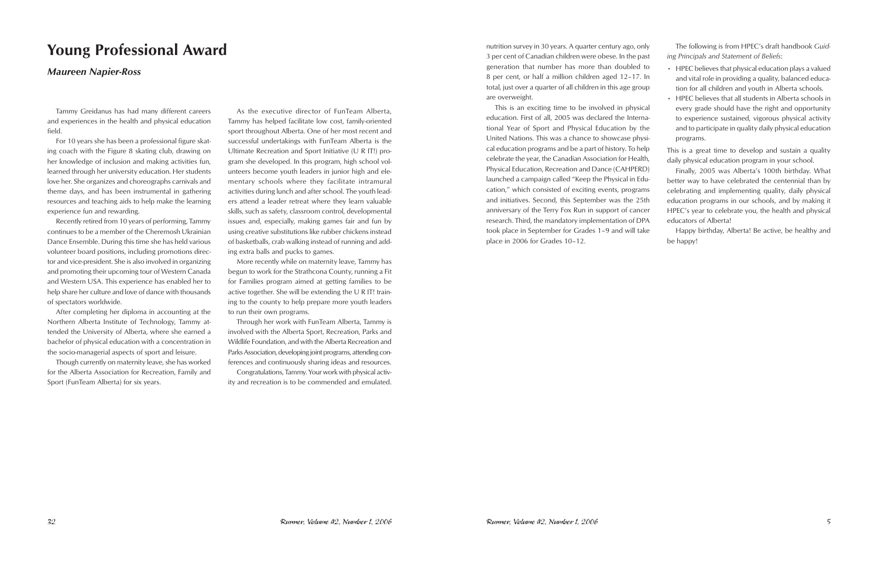# Young Professional Award

## *Maureen Napier-Ross*

Tammy Greidanus has had many different careers and experiences in the health and physical education field.

For 10 years she has been a professional figure skating coach with the Figure 8 skating club, drawing on her knowledge of inclusion and making activities fun, learned through her university education. Her students love her. She organizes and choreographs carnivals and theme days, and has been instrumental in gathering resources and teaching aids to help make the learning experience fun and rewarding.

Recently retired from 10 years of performing, Tammy continues to be a member of the Cheremosh Ukrainian Dance Ensemble. During this time she has held various volunteer board positions, including promotions director and vice-president. She is also involved in organizing and promoting their upcoming tour of Western Canada and Western USA. This experience has enabled her to help share her culture and love of dance with thousands of spectators worldwide.

After completing her diploma in accounting at the Northern Alberta Institute of Technology, Tammy attended the University of Alberta, where she earned a bachelor of physical education with a concentration in the socio-managerial aspects of sport and leisure.

Though currently on maternity leave, she has worked for the Alberta Association for Recreation, Family and Sport (FunTeam Alberta) for six years.

As the executive director of FunTeam Alberta, Tammy has helped facilitate low cost, family-oriented sport throughout Alberta. One of her most recent and successful undertakings with FunTeam Alberta is the Ultimate Recreation and Sport Initiative (U R IT!) program she developed. In this program, high school volunteers become youth leaders in junior high and elementary schools where they facilitate intramural activities during lunch and after school. The youth leaders attend a leader retreat where they learn valuable skills, such as safety, classroom control, developmental issues and, especially, making games fair and fun by using creative substitutions like rubber chickens instead of basketballs, crab walking instead of running and adding extra balls and pucks to games.

More recently while on maternity leave, Tammy has begun to work for the Strathcona County, running a Fit for Families program aimed at getting families to be active together. She will be extending the U R IT! training to the county to help prepare more youth leaders to run their own programs.

Through her work with FunTeam Alberta, Tammy is involved with the Alberta Sport, Recreation, Parks and Wildlife Foundation, and with the Alberta Recreation and Parks Association, developing joint programs, attending conferences and continuously sharing ideas and resources.

Congratulations, Tammy. Your work with physical activity and recreation is to be commended and emulated.

nutrition survey in 30 years. A quarter century ago, only 3 per cent of Canadian children were obese. In the past generation that number has more than doubled to 8 per cent, or half a million children aged 12–17. In total, just over a quarter of all children in this age group are overweight.

This is an exciting time to be involved in physical education. First of all, 2005 was declared the International Year of Sport and Physical Education by the United Nations. This was a chance to showcase physical education programs and be a part of history. To help celebrate the year, the Canadian Association for Health, Physical Education, Recreation and Dance (CAHPERD) launched a campaign called "Keep the Physical in Education," which consisted of exciting events, programs and initiatives. Second, this September was the 25th anniversary of the Terry Fox Run in support of cancer research. Third, the mandatory implementation of DPA took place in September for Grades 1–9 and will take place in 2006 for Grades 10–12.

The following is from HPEC's draft handbook *Guiding Principles and Statement of Beliefs*:

- HPEC believes that physical education plays a valued and vital role in providing a quality, balanced education for all children and youth in Alberta schools.
- HPEC believes that all students in Alberta schools in every grade should have the right and opportunity to experience sustained, vigorous physical activity and to participate in quality daily physical education programs.

This is a great time to develop and sustain a quality daily physical education program in your school.

Finally, 2005 was Alberta's 100th birthday. What better way to have celebrated the centennial than by celebrating and implementing quality, daily physical education programs in our schools, and by making it HPEC's year to celebrate you, the health and physical educators of Alberta!

Happy birthday, Alberta! Be active, be healthy and be happy!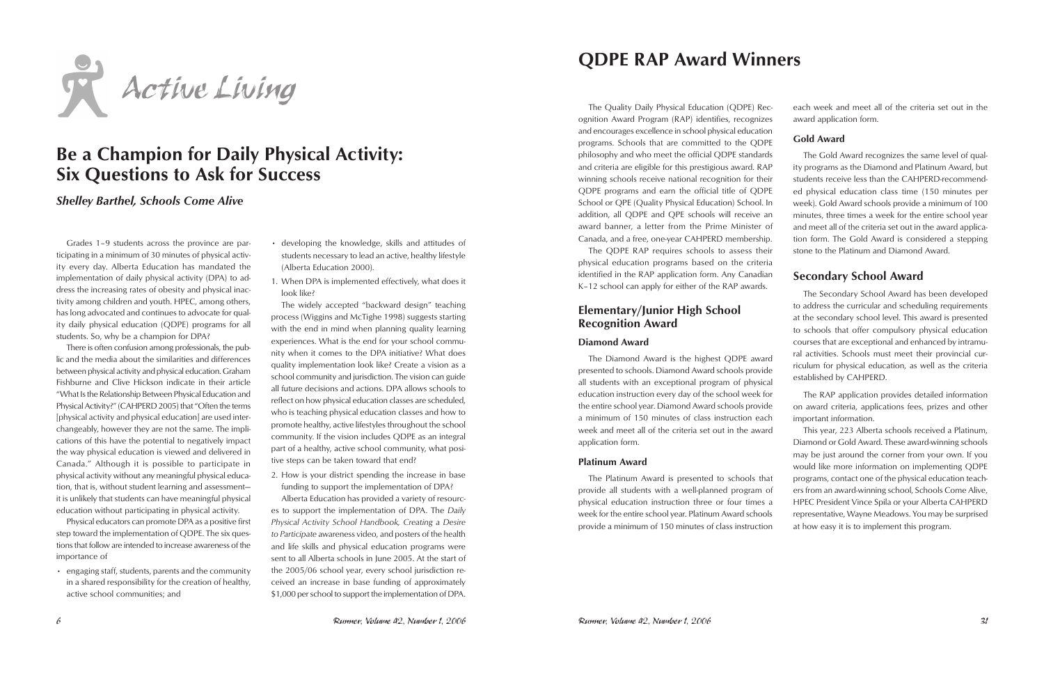Active Living

# Be a Champion for Daily Physical Activity: Six Questions to Ask for Success

*Shelley Barthel, Schools Come Alive*

Grades 1–9 students across the province are participating in a minimum of 30 minutes of physical activity every day. Alberta Education has mandated the implementation of daily physical activity (DPA) to address the increasing rates of obesity and physical inactivity among children and youth. HPEC, among others, has long advocated and continues to advocate for quality daily physical education (QDPE) programs for all students. So, why be a champion for DPA?

There is often confusion among professionals, the public and the media about the similarities and differences between physical activity and physical education. Graham Fishburne and Clive Hickson indicate in their article "What Is the Relationship Between Physical Education and Physical Activity?" (CAHPERD 2005) that "Often the terms [physical activity and physical education] are used interchangeably, however they are not the same. The implications of this have the potential to negatively impact the way physical education is viewed and delivered in Canada." Although it is possible to participate in physical activity without any meaningful physical education, that is, without student learning and assessment—it is unlikely that students can have meaningful physical education without participating in physical activity.

Physical educators can promote DPA as a positive first step toward the implementation of QDPE. The six questions that follow are intended to increase awareness of the importance of

- engaging staff, students, parents and the community in a shared responsibility for the creation of healthy, active school communities; and
- developing the knowledge, skills and attitudes of students necessary to lead an active, healthy lifestyle (Alberta Education 2000).

1. When DPA is implemented effectively, what does it look like?

The widely accepted "backward design" teaching process (Wiggins and McTighe 1998) suggests starting with the end in mind when planning quality learning experiences. What is the end for your school community when it comes to the DPA initiative? What does quality implementation look like? Create a vision as a school community and jurisdiction. The vision can guide all future decisions and actions. DPA allows schools to reflect on how physical education classes are scheduled, who is teaching physical education classes and how to promote healthy, active lifestyles throughout the school community. If the vision includes QDPE as an integral part of a healthy, active school community, what positive steps can be taken toward that end?

2. How is your district spending the increase in base funding to support the implementation of DPA?

Alberta Education has provided a variety of resources to support the implementation of DPA. The *Daily Physical Activity School Handbook, Creating a Desire to Participate* awareness video, and posters of the health and life skills and physical education programs were sent to all Alberta schools in June 2005. At the start of the 2005/06 school year, every school jurisdiction received an increase in base funding of approximately $1,000 per school to support the implementation of DPA.

# QDPE RAP Award Winners

The Quality Daily Physical Education (QDPE) Recognition Award Program (RAP) identifies, recognizes and encourages excellence in school physical education programs. Schools that are committed to the QDPE philosophy and who meet the official QDPE standards and criteria are eligible for this prestigious award. RAP winning schools receive national recognition for their QDPE programs and earn the official title of QDPE School or QPE (Quality Physical Education) School. In addition, all QDPE and QPE schools will receive an award banner, a letter from the Prime Minister of Canada, and a free, one-year CAHPERD membership.

The QDPE RAP requires schools to assess their physical education programs based on the criteria identified in the RAP application form. Any Canadian K–12 school can apply for either of the RAP awards.

## Elementary/Junior High School Recognition Award

### Diamond Award

The Diamond Award is the highest QDPE award presented to schools. Diamond Award schools provide all students with an exceptional program of physical education instruction every day of the school week for the entire school year. Diamond Award schools provide a minimum of 150 minutes of class instruction each week and meet all of the criteria set out in the award application form.

### Platinum Award

The Platinum Award is presented to schools that provide all students with a well-planned program of physical education instruction three or four times a week for the entire school year. Platinum Award schools provide a minimum of 150 minutes of class instruction each week and meet all of the criteria set out in the award application form.

### Gold Award

The Gold Award recognizes the same level of quality programs as the Diamond and Platinum Award, but students receive less than the CAHPERD-recommended physical education class time (150 minutes per week). Gold Award schools provide a minimum of 100 minutes, three times a week for the entire school year and meet all of the criteria set out in the award application form. The Gold Award is considered a stepping stone to the Platinum and Diamond Award.

## Secondary School Award

The Secondary School Award has been developed to address the curricular and scheduling requirements at the secondary school level. This award is presented to schools that offer compulsory physical education courses that are exceptional and enhanced by intramural activities. Schools must meet their provincial curriculum for physical education, as well as the criteria established by CAHPERD.

The RAP application provides detailed information on award criteria, applications fees, prizes and other important information.

This year, 223 Alberta schools received a Platinum, Diamond or Gold Award. These award-winning schools may be just around the corner from your own. If you would like more information on implementing QDPE programs, contact one of the physical education teachers from an award-winning school, Schools Come Alive, HPEC President Vince Spila or your Alberta CAHPERD representative, Wayne Meadows. You may be surprised at how easy it is to implement this program.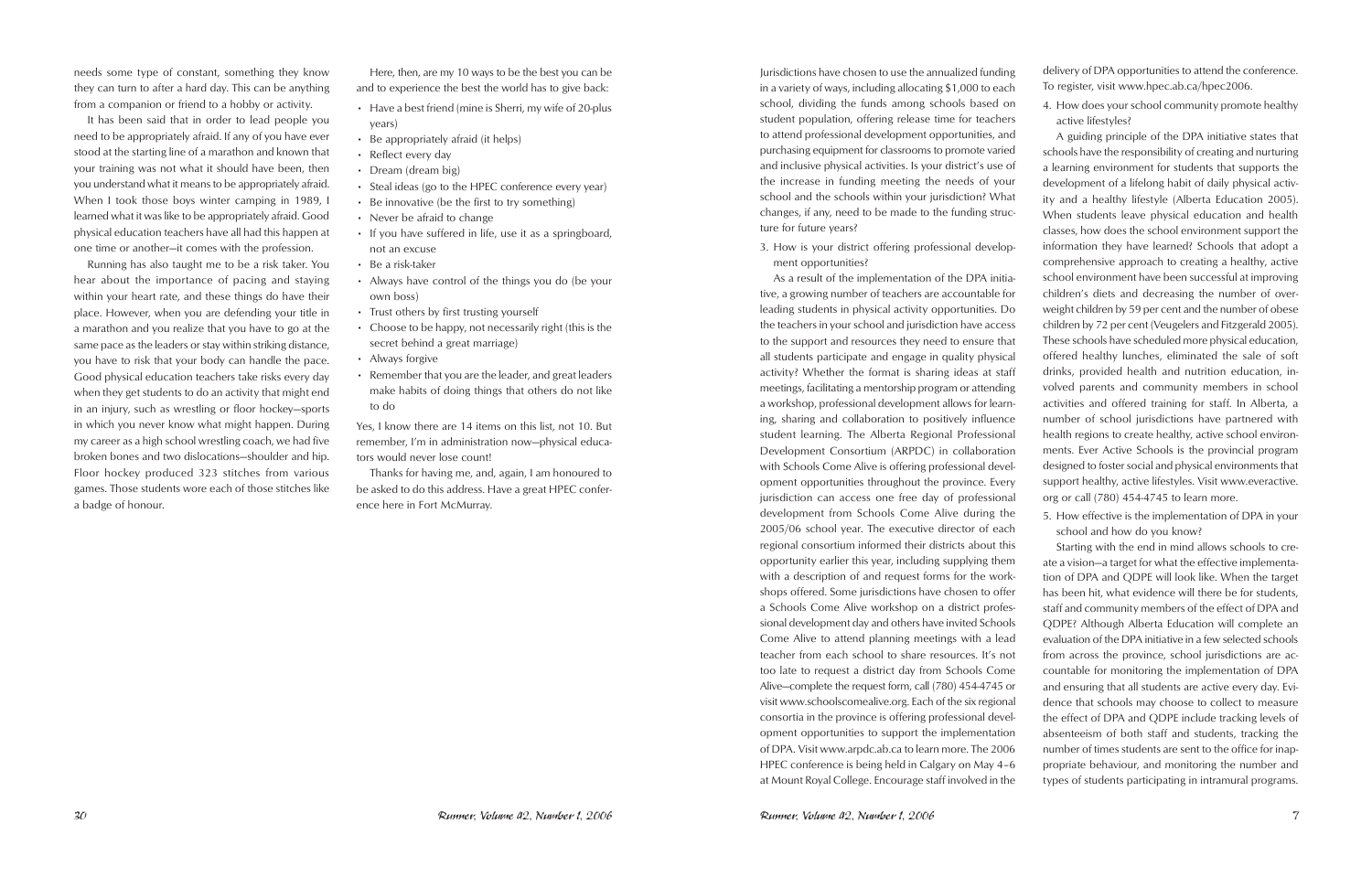needs some type of constant, something they know they can turn to after a hard day. This can be anything from a companion or friend to a hobby or activity.

It has been said that in order to lead people you need to be appropriately afraid. If any of you have ever stood at the starting line of a marathon and known that your training was not what it should have been, then you understand what it means to be appropriately afraid. When I took those boys winter camping in 1989, I learned what it was like to be appropriately afraid. Good physical education teachers have all had this happen at one time or another—it comes with the profession.

Running has also taught me to be a risk taker. You hear about the importance of pacing and staying within your heart rate, and these things do have their place. However, when you are defending your title in a marathon and you realize that you have to go at the same pace as the leaders or stay within striking distance, you have to risk that your body can handle the pace. Good physical education teachers take risks every day when they get students to do an activity that might end in an injury, such as wrestling or floor hockey—sports in which you never know what might happen. During my career as a high school wrestling coach, we had five broken bones and two dislocations—shoulder and hip. Floor hockey produced 323 stitches from various games. Those students wore each of those stitches like a badge of honour.

Here, then, are my 10 ways to be the best you can be and to experience the best the world has to give back:

- Have a best friend (mine is Sherri, my wife of 20-plus years)
- Be appropriately afraid (it helps)
- Reflect every day
- Dream (dream big)
- Steal ideas (go to the HPEC conference every year)
- Be innovative (be the first to try something)
- Never be afraid to change
- If you have suffered in life, use it as a springboard, not an excuse
- Be a risk-taker
- Always have control of the things you do (be your own boss)
- Trust others by first trusting yourself
- Choose to be happy, not necessarily right (this is the secret behind a great marriage)
- Always forgive
- Remember that you are the leader, and great leaders make habits of doing things that others do not like to do

Yes, I know there are 14 items on this list, not 10. But remember, I'm in administration now—physical educators would never lose count!

Thanks for having me, and, again, I am honoured to be asked to do this address. Have a great HPEC conference here in Fort McMurray.

Jurisdictions have chosen to use the annualized funding in a variety of ways, including allocating $1,000 to each school, dividing the funds among schools based on student population, offering release time for teachers to attend professional development opportunities, and purchasing equipment for classrooms to promote varied and inclusive physical activities. Is your district's use of the increase in funding meeting the needs of your school and the schools within your jurisdiction? What changes, if any, need to be made to the funding structure for future years?

3. How is your district offering professional development opportunities?

As a result of the implementation of the DPA initiative, a growing number of teachers are accountable for leading students in physical activity opportunities. Do the teachers in your school and jurisdiction have access to the support and resources they need to ensure that all students participate and engage in quality physical activity? Whether the format is sharing ideas at staff meetings, facilitating a mentorship program or attending a workshop, professional development allows for learning, sharing and collaboration to positively influence student learning. The Alberta Regional Professional Development Consortium (ARPDC) in collaboration with Schools Come Alive is offering professional development opportunities throughout the province. Every jurisdiction can access one free day of professional development from Schools Come Alive during the 2005/06 school year. The executive director of each regional consortium informed their districts about this opportunity earlier this year, including supplying them with a description of and request forms for the workshops offered. Some jurisdictions have chosen to offer a Schools Come Alive workshop on a district professional development day and others have invited Schools Come Alive to attend planning meetings with a lead teacher from each school to share resources. It's not too late to request a district day from Schools Come Alive—complete the request form, call (780) 454-4745 or visit www.schoolscomealive.org. Each of the six regional consortia in the province is offering professional development opportunities to support the implementation of DPA. Visit www.arpdc.ab.ca to learn more. The 2006 HPEC conference is being held in Calgary on May 4–6 at Mount Royal College. Encourage staff involved in the delivery of DPA opportunities to attend the conference. To register, visit www.hpec.ab.ca/hpec2006.

4. How does your school community promote healthy active lifestyles?

A guiding principle of the DPA initiative states that schools have the responsibility of creating and nurturing a learning environment for students that supports the development of a lifelong habit of daily physical activity and a healthy lifestyle (Alberta Education 2005). When students leave physical education and health classes, how does the school environment support the information they have learned? Schools that adopt a comprehensive approach to creating a healthy, active school environment have been successful at improving children's diets and decreasing the number of overweight children by 59 per cent and the number of obese children by 72 per cent (Veugelers and Fitzgerald 2005). These schools have scheduled more physical education, offered healthy lunches, eliminated the sale of soft drinks, provided health and nutrition education, involved parents and community members in school activities and offered training for staff. In Alberta, a number of school jurisdictions have partnered with health regions to create healthy, active school environments. Ever Active Schools is the provincial program designed to foster social and physical environments that support healthy, active lifestyles. Visit www.everactive.org or call (780) 454-4745 to learn more.

5. How effective is the implementation of DPA in your school and how do you know?

Starting with the end in mind allows schools to create a vision—a target for what the effective implementation of DPA and QDPE will look like. When the target has been hit, what evidence will there be for students, staff and community members of the effect of DPA and QDPE? Although Alberta Education will complete an evaluation of the DPA initiative in a few selected schools from across the province, school jurisdictions are accountable for monitoring the implementation of DPA and ensuring that all students are active every day. Evidence that schools may choose to collect to measure the effect of DPA and QDPE include tracking levels of absenteeism of both staff and students, tracking the number of times students are sent to the office for inappropriate behaviour, and monitoring the number and types of students participating in intramural programs.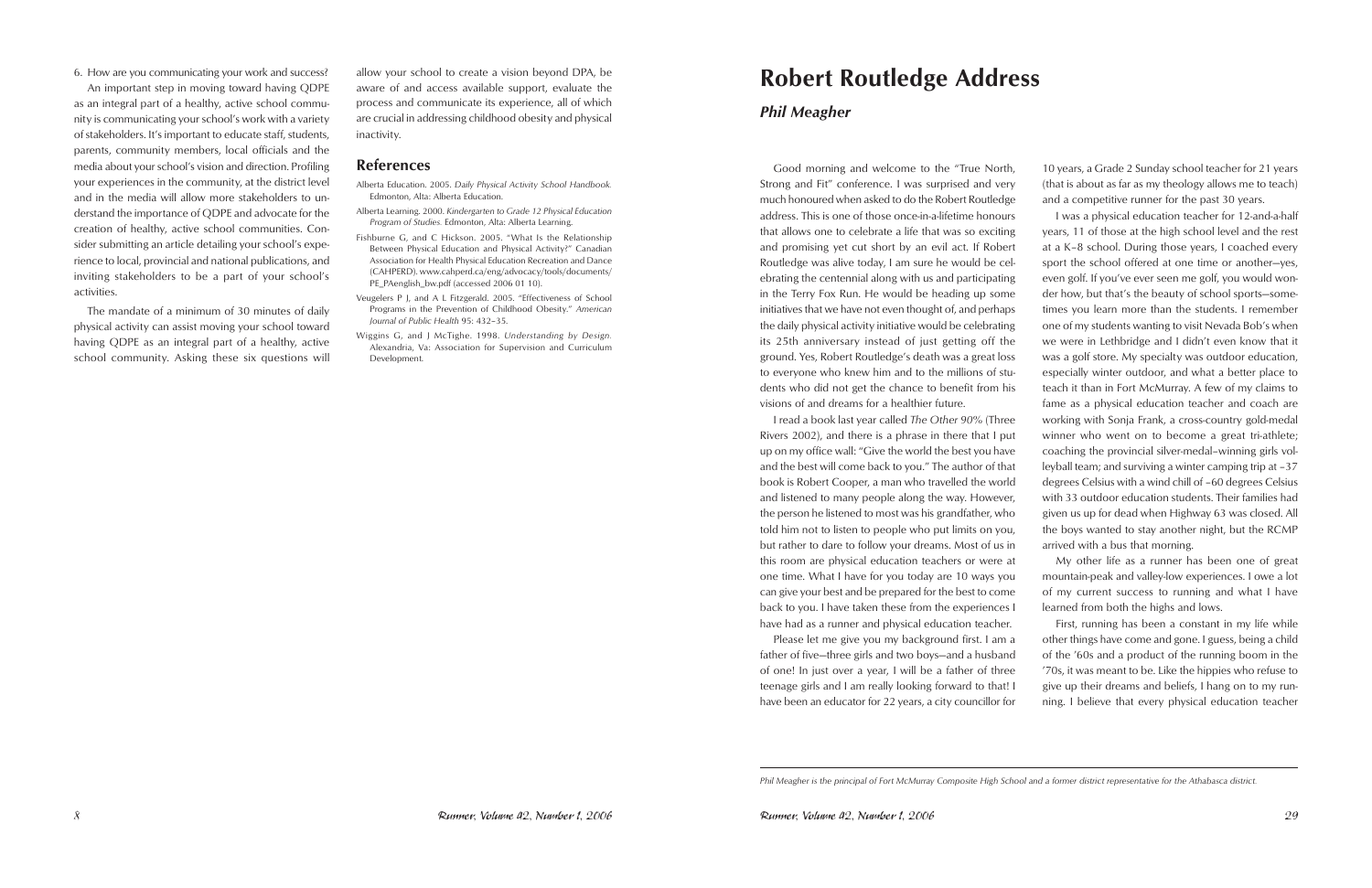6. How are you communicating your work and success?

An important step in moving toward having QDPE as an integral part of a healthy, active school community is communicating your school's work with a variety of stakeholders. It's important to educate staff, students, parents, community members, local officials and the media about your school's vision and direction. Profiling your experiences in the community, at the district level and in the media will allow more stakeholders to understand the importance of QDPE and advocate for the creation of healthy, active school communities. Consider submitting an article detailing your school's experience to local, provincial and national publications, and inviting stakeholders to be a part of your school's activities.

The mandate of a minimum of 30 minutes of daily physical activity can assist moving your school toward having QDPE as an integral part of a healthy, active school community. Asking these six questions will allow your school to create a vision beyond DPA, be aware of and access available support, evaluate the process and communicate its experience, all of which are crucial in addressing childhood obesity and physical inactivity.

## References

Alberta Education. 2005. *Daily Physical Activity School Handbook.* Edmonton, Alta: Alberta Education.

Alberta Learning. 2000. *Kindergarten to Grade 12 Physical Education Program of Studies.* Edmonton, Alta: Alberta Learning.

Fishburne G, and C Hickson. 2005. "What Is the Relationship Between Physical Education and Physical Activity?" Canadian Association for Health Physical Education Recreation and Dance (CAHPERD). www.cahperd.ca/eng/advocacy/tools/documents/PE_PAenglish_bw.pdf (accessed 2006 01 10).

Veugelers P J, and A L Fitzgerald. 2005. "Effectiveness of School Programs in the Prevention of Childhood Obesity." *American Journal of Public Health* 95: 432–35.

Wiggins G, and J McTighe. 1998. *Understanding by Design.* Alexandria, Va: Association for Supervision and Curriculum Development.

# Robert Routledge Address

## *Phil Meagher*

Good morning and welcome to the "True North, Strong and Fit" conference. I was surprised and very much honoured when asked to do the Robert Routledge address. This is one of those once-in-a-lifetime honours that allows one to celebrate a life that was so exciting and promising yet cut short by an evil act. If Robert Routledge was alive today, I am sure he would be celebrating the centennial along with us and participating in the Terry Fox Run. He would be heading up some initiatives that we have not even thought of, and perhaps the daily physical activity initiative would be celebrating its 25th anniversary instead of just getting off the ground. Yes, Robert Routledge's death was a great loss to everyone who knew him and to the millions of students who did not get the chance to benefit from his visions of and dreams for a healthier future.

I read a book last year called *The Other 90%* (Three Rivers 2002), and there is a phrase in there that I put up on my office wall: "Give the world the best you have and the best will come back to you." The author of that book is Robert Cooper, a man who travelled the world and listened to many people along the way. However, the person he listened to most was his grandfather, who told him not to listen to people who put limits on you, but rather to dare to follow your dreams. Most of us in this room are physical education teachers or were at one time. What I have for you today are 10 ways you can give your best and be prepared for the best to come back to you. I have taken these from the experiences I have had as a runner and physical education teacher.

Please let me give you my background first. I am a father of five—three girls and two boys—and a husband of one! In just over a year, I will be a father of three teenage girls and I am really looking forward to that! I have been an educator for 22 years, a city councillor for 10 years, a Grade 2 Sunday school teacher for 21 years (that is about as far as my theology allows me to teach) and a competitive runner for the past 30 years.

I was a physical education teacher for 12-and-a-half years, 11 of those at the high school level and the rest at a K–8 school. During those years, I coached every sport the school offered at one time or another—yes, even golf. If you've ever seen me golf, you would wonder how, but that's the beauty of school sports—sometimes you learn more than the students. I remember one of my students wanting to visit Nevada Bob's when we were in Lethbridge and I didn't even know that it was a golf store. My specialty was outdoor education, especially winter outdoor, and what a better place to teach it than in Fort McMurray. A few of my claims to fame as a physical education teacher and coach are working with Sonja Frank, a cross-country gold-medal winner who went on to become a great tri-athlete; coaching the provincial silver-medal–winning girls volleyball team; and surviving a winter camping trip at –37 degrees Celsius with a wind chill of –60 degrees Celsius with 33 outdoor education students. Their families had given us up for dead when Highway 63 was closed. All the boys wanted to stay another night, but the RCMP arrived with a bus that morning.

My other life as a runner has been one of great mountain-peak and valley-low experiences. I owe a lot of my current success to running and what I have learned from both the highs and lows.

First, running has been a constant in my life while other things have come and gone. I guess, being a child of the '60s and a product of the running boom in the '70s, it was meant to be. Like the hippies who refuse to give up their dreams and beliefs, I hang on to my running. I believe that every physical education teacher

*Phil Meagher is the principal of Fort McMurray Composite High School and a former district representative for the Athabasca district.*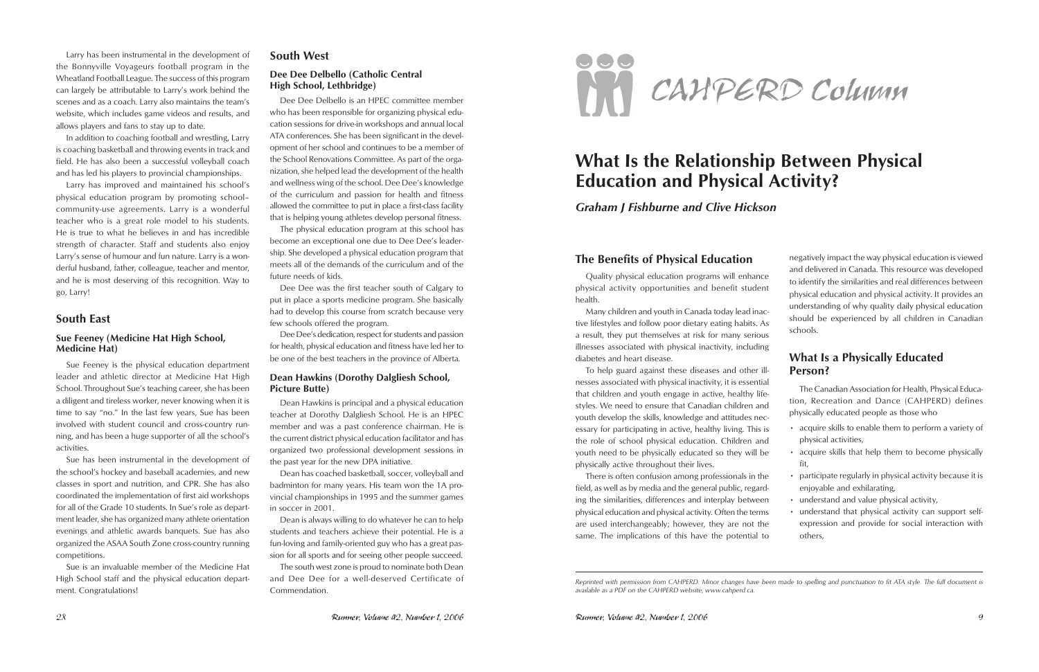Larry has been instrumental in the development of the Bonnyville Voyageurs football program in the Wheatland Football League. The success of this program can largely be attributable to Larry's work behind the scenes and as a coach. Larry also maintains the team's website, which includes game videos and results, and allows players and fans to stay up to date.

In addition to coaching football and wrestling, Larry is coaching basketball and throwing events in track and field. He has also been a successful volleyball coach and has led his players to provincial championships.

Larry has improved and maintained his school's physical education program by promoting school–community-use agreements. Larry is a wonderful teacher who is a great role model to his students. He is true to what he believes in and has incredible strength of character. Staff and students also enjoy Larry's sense of humour and fun nature. Larry is a wonderful husband, father, colleague, teacher and mentor, and he is most deserving of this recognition. Way to go, Larry!

## South East

### Sue Feeney (Medicine Hat High School, Medicine Hat)

Sue Feeney is the physical education department leader and athletic director at Medicine Hat High School. Throughout Sue's teaching career, she has been a diligent and tireless worker, never knowing when it is time to say "no." In the last few years, Sue has been involved with student council and cross-country running, and has been a huge supporter of all the school's activities.

Sue has been instrumental in the development of the school's hockey and baseball academies, and new classes in sport and nutrition, and CPR. She has also coordinated the implementation of first aid workshops for all of the Grade 10 students. In Sue's role as department leader, she has organized many athlete orientation evenings and athletic awards banquets. Sue has also organized the ASAA South Zone cross-country running competitions.

Sue is an invaluable member of the Medicine Hat High School staff and the physical education department. Congratulations!

## South West

### Dee Dee Delbello (Catholic Central High School, Lethbridge)

Dee Dee Delbello is an HPEC committee member who has been responsible for organizing physical education sessions for drive-in workshops and annual local ATA conferences. She has been significant in the development of her school and continues to be a member of the School Renovations Committee. As part of the organization, she helped lead the development of the health and wellness wing of the school. Dee Dee's knowledge of the curriculum and passion for health and fitness allowed the committee to put in place a first-class facility that is helping young athletes develop personal fitness.

The physical education program at this school has become an exceptional one due to Dee Dee's leadership. She developed a physical education program that meets all of the demands of the curriculum and of the future needs of kids.

Dee Dee was the first teacher south of Calgary to put in place a sports medicine program. She basically had to develop this course from scratch because very few schools offered the program.

Dee Dee's dedication, respect for students and passion for health, physical education and fitness have led her to be one of the best teachers in the province of Alberta.

### Dean Hawkins (Dorothy Dalgliesh School, Picture Butte)

Dean Hawkins is principal and a physical education teacher at Dorothy Dalgliesh School. He is an HPEC member and was a past conference chairman. He is the current district physical education facilitator and has organized two professional development sessions in the past year for the new DPA initiative.

Dean has coached basketball, soccer, volleyball and badminton for many years. His team won the 1A provincial championships in 1995 and the summer games in soccer in 2001.

Dean is always willing to do whatever he can to help students and teachers achieve their potential. He is a fun-loving and family-oriented guy who has a great passion for all sports and for seeing other people succeed.

The south west zone is proud to nominate both Dean and Dee Dee for a well-deserved Certificate of Commendation.

CAHPERD Column

# What Is the Relationship Between Physical Education and Physical Activity?

*Graham J Fishburne and Clive Hickson*

## The Benefits of Physical Education

Quality physical education programs will enhance physical activity opportunities and benefit student health.

Many children and youth in Canada today lead inactive lifestyles and follow poor dietary eating habits. As a result, they put themselves at risk for many serious illnesses associated with physical inactivity, including diabetes and heart disease.

To help guard against these diseases and other illnesses associated with physical inactivity, it is essential that children and youth engage in active, healthy lifestyles. We need to ensure that Canadian children and youth develop the skills, knowledge and attitudes necessary for participating in active, healthy living. This is the role of school physical education. Children and youth need to be physically educated so they will be physically active throughout their lives.

There is often confusion among professionals in the field, as well as by media and the general public, regarding the similarities, differences and interplay between physical education and physical activity. Often the terms are used interchangeably; however, they are not the same. The implications of this have the potential to negatively impact the way physical education is viewed and delivered in Canada. This resource was developed to identify the similarities and real differences between physical education and physical activity. It provides an understanding of why quality daily physical education should be experienced by all children in Canadian schools.

## What Is a Physically Educated Person?

The Canadian Association for Health, Physical Education, Recreation and Dance (CAHPERD) defines physically educated people as those who

- acquire skills to enable them to perform a variety of physical activities,
- acquire skills that help them to become physically fit,
- participate regularly in physical activity because it is enjoyable and exhilarating,
- understand and value physical activity,
- understand that physical activity can support self-expression and provide for social interaction with others,

*Reprinted with permission from CAHPERD. Minor changes have been made to spelling and punctuation to fit ATA style. The full document is available as a PDF on the CAHPERD website, www.cahperd.ca.*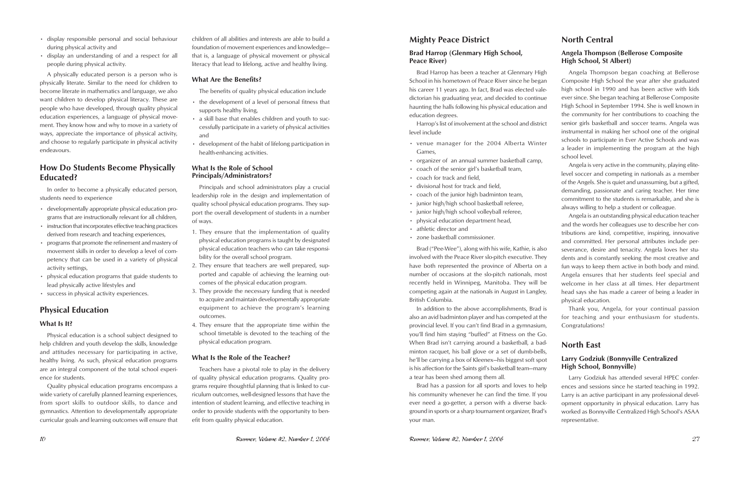- display responsible personal and social behaviour during physical activity and
- display an understanding of and a respect for all people during physical activity.

A physically educated person is a person who is physically literate. Similar to the need for children to become literate in mathematics and language, we also want children to develop physical literacy. These are people who have developed, through quality physical education experiences, a language of physical movement. They know how and why to move in a variety of ways, appreciate the importance of physical activity, and choose to regularly participate in physical activity endeavours.

## How Do Students Become Physically Educated?

In order to become a physically educated person, students need to experience

- developmentally appropriate physical education programs that are instructionally relevant for all children,
- instruction that incorporates effective teaching practices derived from research and teaching experiences,
- programs that promote the refinement and mastery of movement skills in order to develop a level of competency that can be used in a variety of physical activity settings,
- physical education programs that guide students to lead physically active lifestyles and
- success in physical activity experiences.

## Physical Education

### What Is It?

Physical education is a school subject designed to help children and youth develop the skills, knowledge and attitudes necessary for participating in active, healthy living. As such, physical education programs are an integral component of the total school experience for students.

Quality physical education programs encompass a wide variety of carefully planned learning experiences, from sport skills to outdoor skills, to dance and gymnastics. Attention to developmentally appropriate curricular goals and learning outcomes will ensure that children of all abilities and interests are able to build a foundation of movement experiences and knowledge—that is, a language of physical movement or physical literacy that lead to lifelong, active and healthy living.

### What Are the Benefits?

The benefits of quality physical education include

- the development of a level of personal fitness that supports healthy living,
- a skill base that enables children and youth to successfully participate in a variety of physical activities and
- development of the habit of lifelong participation in health-enhancing activities.

### What Is the Role of School Principals/Administrators?

Principals and school administrators play a crucial leadership role in the design and implementation of quality school physical education programs. They support the overall development of students in a number of ways.

1. They ensure that the implementation of quality physical education programs is taught by designated physical education teachers who can take responsibility for the overall school program.
2. They ensure that teachers are well prepared, supported and capable of achieving the learning outcomes of the physical education program.
3. They provide the necessary funding that is needed to acquire and maintain developmentally appropriate equipment to achieve the program's learning outcomes.
4. They ensure that the appropriate time within the school timetable is devoted to the teaching of the physical education program.

### What Is the Role of the Teacher?

Teachers have a pivotal role to play in the delivery of quality physical education programs. Quality programs require thoughtful planning that is linked to curriculum outcomes, well-designed lessons that have the intention of student learning, and effective teaching in order to provide students with the opportunity to benefit from quality physical education.

## Mighty Peace District

### Brad Harrop (Glenmary High School, Peace River)

Brad Harrop has been a teacher at Glenmary High School in his hometown of Peace River since he began his career 11 years ago. In fact, Brad was elected valedictorian his graduating year, and decided to continue haunting the halls following his physical education and education degrees.

Harrop's list of involvement at the school and district level include

- venue manager for the 2004 Alberta Winter Games,
- organizer of an annual summer basketball camp,
- coach of the senior girl's basketball team,
- coach for track and field,
- divisional host for track and field,
- coach of the junior high badminton team,
- junior high/high school basketball referee,
- junior high/high school volleyball referee,
- physical education department head,
- athletic director and
- zone basketball commissioner.

Brad ("Pee-Wee"), along with his wife, Kathie, is also involved with the Peace River slo-pitch executive. They have both represented the province of Alberta on a number of occasions at the slo-pitch nationals, most recently held in Winnipeg, Manitoba. They will be competing again at the nationals in August in Langley, British Columbia.

In addition to the above accomplishments, Brad is also an avid badminton player and has competed at the provincial level. If you can't find Brad in a gymnasium, you'll find him staying "buffed" at Fitness on the Go. When Brad isn't carrying around a basketball, a badminton racquet, his ball glove or a set of dumb-bells, he'll be carrying a box of Kleenex—his biggest soft spot is his affection for the Saints girl's basketball team—many a tear has been shed among them all.

Brad has a passion for all sports and loves to help his community whenever he can find the time. If you ever need a go-getter, a person with a diverse background in sports or a sharp tournament organizer, Brad's your man.

## North Central

### Angela Thompson (Bellerose Composite High School, St Albert)

Angela Thompson began coaching at Bellerose Composite High School the year after she graduated high school in 1990 and has been active with kids ever since. She began teaching at Bellerose Composite High School in September 1994. She is well known in the community for her contributions to coaching the senior girls basketball and soccer teams. Angela was instrumental in making her school one of the original schools to participate in Ever Active Schools and was a leader in implementing the program at the high school level.

Angela is very active in the community, playing elite-level soccer and competing in nationals as a member of the Angels. She is quiet and unassuming, but a gifted, demanding, passionate and caring teacher. Her time commitment to the students is remarkable, and she is always willing to help a student or colleague.

Angela is an outstanding physical education teacher and the words her colleagues use to describe her contributions are kind, competitive, inspiring, innovative and committed. Her personal attributes include perseverance, desire and tenacity. Angela loves her students and is constantly seeking the most creative and fun ways to keep them active in both body and mind. Angela ensures that her students feel special and welcome in her class at all times. Her department head says she has made a career of being a leader in physical education.

Thank you, Angela, for your continual passion for teaching and your enthusiasm for students. Congratulations!

## North East

### Larry Godziuk (Bonnyville Centralized High School, Bonnyville)

Larry Godziuk has attended several HPEC conferences and sessions since he started teaching in 1992. Larry is an active participant in any professional development opportunity in physical education. Larry has worked as Bonnyville Centralized High School's ASAA representative.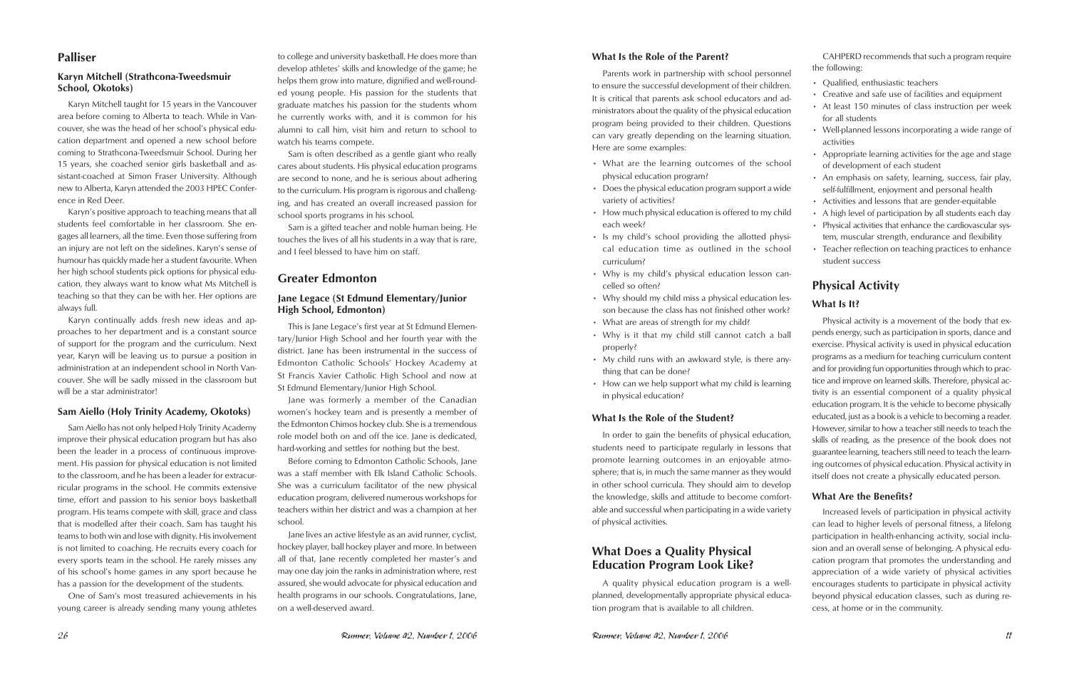## Palliser

### Karyn Mitchell (Strathcona-Tweedsmuir School, Okotoks)

Karyn Mitchell taught for 15 years in the Vancouver area before coming to Alberta to teach. While in Vancouver, she was the head of her school's physical education department and opened a new school before coming to Strathcona-Tweedsmuir School. During her 15 years, she coached senior girls basketball and assistant-coached at Simon Fraser University. Although new to Alberta, Karyn attended the 2003 HPEC Conference in Red Deer.

Karyn's positive approach to teaching means that all students feel comfortable in her classroom. She engages all learners, all the time. Even those suffering from an injury are not left on the sidelines. Karyn's sense of humour has quickly made her a student favourite. When her high school students pick options for physical education, they always want to know what Ms Mitchell is teaching so that they can be with her. Her options are always full.

Karyn continually adds fresh new ideas and approaches to her department and is a constant source of support for the program and the curriculum. Next year, Karyn will be leaving us to pursue a position in administration at an independent school in North Vancouver. She will be sadly missed in the classroom but will be a star administrator!

### Sam Aiello (Holy Trinity Academy, Okotoks)

Sam Aiello has not only helped Holy Trinity Academy improve their physical education program but has also been the leader in a process of continuous improvement. His passion for physical education is not limited to the classroom, and he has been a leader for extracurricular programs in the school. He commits extensive time, effort and passion to his senior boys basketball program. His teams compete with skill, grace and class that is modelled after their coach. Sam has taught his teams to both win and lose with dignity. His involvement is not limited to coaching. He recruits every coach for every sports team in the school. He rarely misses any of his school's home games in any sport because he has a passion for the development of the students.

One of Sam's most treasured achievements in his young career is already sending many young athletes to college and university basketball. He does more than develop athletes' skills and knowledge of the game; he helps them grow into mature, dignified and well-rounded young people. His passion for the students that graduate matches his passion for the students whom he currently works with, and it is common for his alumni to call him, visit him and return to school to watch his teams compete.

Sam is often described as a gentle giant who really cares about students. His physical education programs are second to none, and he is serious about adhering to the curriculum. His program is rigorous and challenging, and has created an overall increased passion for school sports programs in his school.

Sam is a gifted teacher and noble human being. He touches the lives of all his students in a way that is rare, and I feel blessed to have him on staff.

## Greater Edmonton

### Jane Legace (St Edmund Elementary/Junior High School, Edmonton)

This is Jane Legace's first year at St Edmund Elementary/Junior High School and her fourth year with the district. Jane has been instrumental in the success of Edmonton Catholic Schools' Hockey Academy at St Francis Xavier Catholic High School and now at St Edmund Elementary/Junior High School.

Jane was formerly a member of the Canadian women's hockey team and is presently a member of the Edmonton Chimos hockey club. She is a tremendous role model both on and off the ice. Jane is dedicated, hard-working and settles for nothing but the best.

Before coming to Edmonton Catholic Schools, Jane was a staff member with Elk Island Catholic Schools. She was a curriculum facilitator of the new physical education program, delivered numerous workshops for teachers within her district and was a champion at her school.

Jane lives an active lifestyle as an avid runner, cyclist, hockey player, ball hockey player and more. In between all of that, Jane recently completed her master's and may one day join the ranks in administration where, rest assured, she would advocate for physical education and health programs in our schools. Congratulations, Jane, on a well-deserved award.

### What Is the Role of the Parent?

Parents work in partnership with school personnel to ensure the successful development of their children. It is critical that parents ask school educators and administrators about the quality of the physical education program being provided to their children. Questions can vary greatly depending on the learning situation. Here are some examples:

- What are the learning outcomes of the school physical education program?
- Does the physical education program support a wide variety of activities?
- How much physical education is offered to my child each week?
- Is my child's school providing the allotted physical education time as outlined in the school curriculum?
- Why is my child's physical education lesson cancelled so often?
- Why should my child miss a physical education lesson because the class has not finished other work?
- What are areas of strength for my child?
- Why is it that my child still cannot catch a ball properly?
- My child runs with an awkward style, is there anything that can be done?
- How can we help support what my child is learning in physical education?

### What Is the Role of the Student?

In order to gain the benefits of physical education, students need to participate regularly in lessons that promote learning outcomes in an enjoyable atmosphere; that is, in much the same manner as they would in other school curricula. They should aim to develop the knowledge, skills and attitude to become comfortable and successful when participating in a wide variety of physical activities.

## What Does a Quality Physical Education Program Look Like?

A quality physical education program is a well-planned, developmentally appropriate physical education program that is available to all children.

CAHPERD recommends that such a program require the following:

- Qualified, enthusiastic teachers
- Creative and safe use of facilities and equipment
- At least 150 minutes of class instruction per week for all students
- Well-planned lessons incorporating a wide range of activities
- Appropriate learning activities for the age and stage of development of each student
- An emphasis on safety, learning, success, fair play, self-fulfillment, enjoyment and personal health
- Activities and lessons that are gender-equitable
- A high level of participation by all students each day
- Physical activities that enhance the cardiovascular system, muscular strength, endurance and flexibility
- Teacher reflection on teaching practices to enhance student success

## Physical Activity

### What Is It?

Physical activity is a movement of the body that expends energy, such as participation in sports, dance and exercise. Physical activity is used in physical education programs as a medium for teaching curriculum content and for providing fun opportunities through which to practice and improve on learned skills. Therefore, physical activity is an essential component of a quality physical education program. It is the vehicle to become physically educated, just as a book is a vehicle to becoming a reader. However, similar to how a teacher still needs to teach the skills of reading, as the presence of the book does not guarantee learning, teachers still need to teach the learning outcomes of physical education. Physical activity in itself does not create a physically educated person.

### What Are the Benefits?

Increased levels of participation in physical activity can lead to higher levels of personal fitness, a lifelong participation in health-enhancing activity, social inclusion and an overall sense of belonging. A physical education program that promotes the understanding and appreciation of a wide variety of physical activities encourages students to participate in physical activity beyond physical education classes, such as during recess, at home or in the community.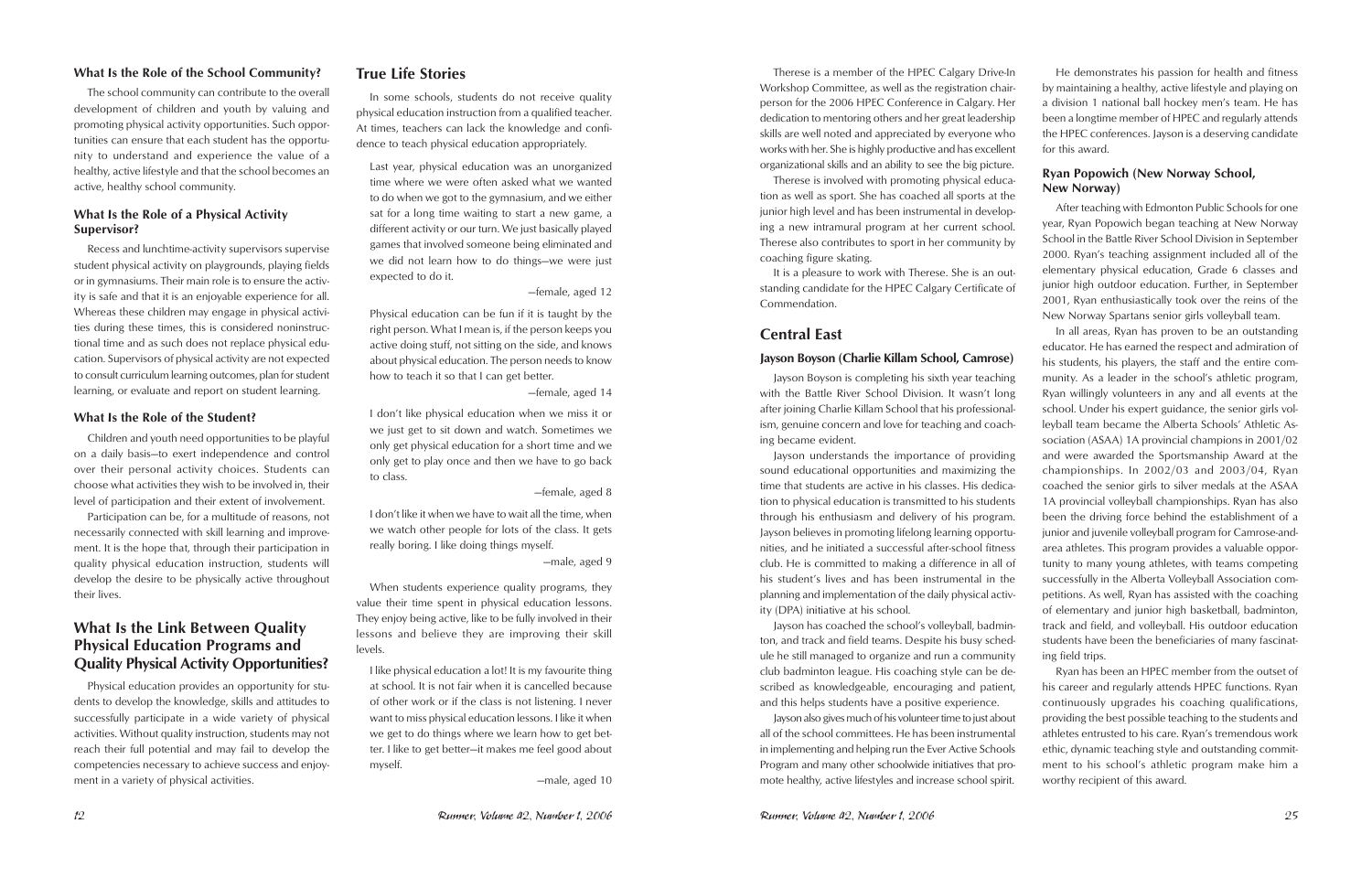### What Is the Role of the School Community?

The school community can contribute to the overall development of children and youth by valuing and promoting physical activity opportunities. Such opportunities can ensure that each student has the opportunity to understand and experience the value of a healthy, active lifestyle and that the school becomes an active, healthy school community.

### What Is the Role of a Physical Activity Supervisor?

Recess and lunchtime-activity supervisors supervise student physical activity on playgrounds, playing fields or in gymnasiums. Their main role is to ensure the activity is safe and that it is an enjoyable experience for all. Whereas these children may engage in physical activities during these times, this is considered noninstructional time and as such does not replace physical education. Supervisors of physical activity are not expected to consult curriculum learning outcomes, plan for student learning, or evaluate and report on student learning.

### What Is the Role of the Student?

Children and youth need opportunities to be playful on a daily basis—to exert independence and control over their personal activity choices. Students can choose what activities they wish to be involved in, their level of participation and their extent of involvement.

Participation can be, for a multitude of reasons, not necessarily connected with skill learning and improvement. It is the hope that, through their participation in quality physical education instruction, students will develop the desire to be physically active throughout their lives.

## What Is the Link Between Quality Physical Education Programs and Quality Physical Activity Opportunities?

Physical education provides an opportunity for students to develop the knowledge, skills and attitudes to successfully participate in a wide variety of physical activities. Without quality instruction, students may not reach their full potential and may fail to develop the competencies necessary to achieve success and enjoyment in a variety of physical activities.

## True Life Stories

In some schools, students do not receive quality physical education instruction from a qualified teacher. At times, teachers can lack the knowledge and confidence to teach physical education appropriately.

> Last year, physical education was an unorganized time where we were often asked what we wanted to do when we got to the gymnasium, and we either sat for a long time waiting to start a new game, a different activity or our turn. We just basically played games that involved someone being eliminated and we did not learn how to do things—we were just expected to do it.
>
> —female, aged 12

> Physical education can be fun if it is taught by the right person. What I mean is, if the person keeps you active doing stuff, not sitting on the side, and knows about physical education. The person needs to know how to teach it so that I can get better.
>
> —female, aged 14

> I don't like physical education when we miss it or we just get to sit down and watch. Sometimes we only get physical education for a short time and we only get to play once and then we have to go back to class.
>
> —female, aged 8

> I don't like it when we have to wait all the time, when we watch other people for lots of the class. It gets really boring. I like doing things myself.
>
> —male, aged 9

When students experience quality programs, they value their time spent in physical education lessons. They enjoy being active, like to be fully involved in their lessons and believe they are improving their skill levels.

> I like physical education a lot! It is my favourite thing at school. It is not fair when it is cancelled because of other work or if the class is not listening. I never want to miss physical education lessons. I like it when we get to do things where we learn how to get better. I like to get better—it makes me feel good about myself.
>
> —male, aged 10

Therese is a member of the HPEC Calgary Drive-In Workshop Committee, as well as the registration chairperson for the 2006 HPEC Conference in Calgary. Her dedication to mentoring others and her great leadership skills are well noted and appreciated by everyone who works with her. She is highly productive and has excellent organizational skills and an ability to see the big picture.

Therese is involved with promoting physical education as well as sport. She has coached all sports at the junior high level and has been instrumental in developing a new intramural program at her current school. Therese also contributes to sport in her community by coaching figure skating.

It is a pleasure to work with Therese. She is an outstanding candidate for the HPEC Calgary Certificate of Commendation.

## Central East

### Jayson Boyson (Charlie Killam School, Camrose)

Jayson Boyson is completing his sixth year teaching with the Battle River School Division. It wasn't long after joining Charlie Killam School that his professionalism, genuine concern and love for teaching and coaching became evident.

Jayson understands the importance of providing sound educational opportunities and maximizing the time that students are active in his classes. His dedication to physical education is transmitted to his students through his enthusiasm and delivery of his program. Jayson believes in promoting lifelong learning opportunities, and he initiated a successful after-school fitness club. He is committed to making a difference in all of his student's lives and has been instrumental in the planning and implementation of the daily physical activity (DPA) initiative at his school.

Jayson has coached the school's volleyball, badminton, and track and field teams. Despite his busy schedule he still managed to organize and run a community club badminton league. His coaching style can be described as knowledgeable, encouraging and patient, and this helps students have a positive experience.

Jayson also gives much of his volunteer time to just about all of the school committees. He has been instrumental in implementing and helping run the Ever Active Schools Program and many other schoolwide initiatives that promote healthy, active lifestyles and increase school spirit.

He demonstrates his passion for health and fitness by maintaining a healthy, active lifestyle and playing on a division 1 national ball hockey men's team. He has been a longtime member of HPEC and regularly attends the HPEC conferences. Jayson is a deserving candidate for this award.

### Ryan Popowich (New Norway School, New Norway)

After teaching with Edmonton Public Schools for one year, Ryan Popowich began teaching at New Norway School in the Battle River School Division in September 2000. Ryan's teaching assignment included all of the elementary physical education, Grade 6 classes and junior high outdoor education. Further, in September 2001, Ryan enthusiastically took over the reins of the New Norway Spartans senior girls volleyball team.

In all areas, Ryan has proven to be an outstanding educator. He has earned the respect and admiration of his students, his players, the staff and the entire community. As a leader in the school's athletic program, Ryan willingly volunteers in any and all events at the school. Under his expert guidance, the senior girls volleyball team became the Alberta Schools' Athletic Association (ASAA) 1A provincial champions in 2001/02 and were awarded the Sportsmanship Award at the championships. In 2002/03 and 2003/04, Ryan coached the senior girls to silver medals at the ASAA 1A provincial volleyball championships. Ryan has also been the driving force behind the establishment of a junior and juvenile volleyball program for Camrose-and-area athletes. This program provides a valuable opportunity to many young athletes, with teams competing successfully in the Alberta Volleyball Association competitions. As well, Ryan has assisted with the coaching of elementary and junior high basketball, badminton, track and field, and volleyball. His outdoor education students have been the beneficiaries of many fascinating field trips.

Ryan has been an HPEC member from the outset of his career and regularly attends HPEC functions. Ryan continuously upgrades his coaching qualifications, providing the best possible teaching to the students and athletes entrusted to his care. Ryan's tremendous work ethic, dynamic teaching style and outstanding commitment to his school's athletic program make him a worthy recipient of this award.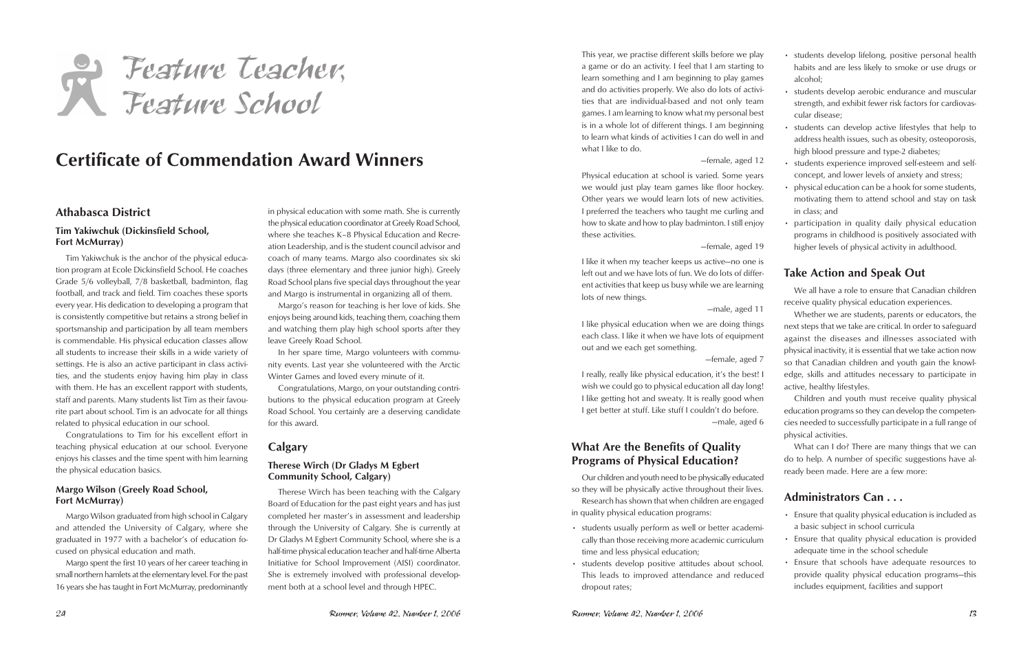# Feature Teacher, Feature School

## Certificate of Commendation Award Winners

### Athabasca District

#### Tim Yakiwchuk (Dickinsfield School, Fort McMurray)

Tim Yakiwchuk is the anchor of the physical education program at Ecole Dickinsfield School. He coaches Grade 5/6 volleyball, 7/8 basketball, badminton, flag football, and track and field. Tim coaches these sports every year. His dedication to developing a program that is consistently competitive but retains a strong belief in sportsmanship and participation by all team members is commendable. His physical education classes allow all students to increase their skills in a wide variety of settings. He is also an active participant in class activities, and the students enjoy having him play in class with them. He has an excellent rapport with students, staff and parents. Many students list Tim as their favourite part about school. Tim is an advocate for all things related to physical education in our school.

Congratulations to Tim for his excellent effort in teaching physical education at our school. Everyone enjoys his classes and the time spent with him learning the physical education basics.

#### Margo Wilson (Greely Road School, Fort McMurray)

Margo Wilson graduated from high school in Calgary and attended the University of Calgary, where she graduated in 1977 with a bachelor's of education focused on physical education and math.

Margo spent the first 10 years of her career teaching in small northern hamlets at the elementary level. For the past 16 years she has taught in Fort McMurray, predominantly in physical education with some math. She is currently the physical education coordinator at Greely Road School, where she teaches K–8 Physical Education and Recreation Leadership, and is the student council advisor and coach of many teams. Margo also coordinates six ski days (three elementary and three junior high). Greely Road School plans five special days throughout the year and Margo is instrumental in organizing all of them.

Margo's reason for teaching is her love of kids. She enjoys being around kids, teaching them, coaching them and watching them play high school sports after they leave Greely Road School.

In her spare time, Margo volunteers with community events. Last year she volunteered with the Arctic Winter Games and loved every minute of it.

Congratulations, Margo, on your outstanding contributions to the physical education program at Greely Road School. You certainly are a deserving candidate for this award.

### Calgary

#### Therese Wirch (Dr Gladys M Egbert Community School, Calgary)

Therese Wirch has been teaching with the Calgary Board of Education for the past eight years and has just completed her master's in assessment and leadership through the University of Calgary. She is currently at Dr Gladys M Egbert Community School, where she is a half-time physical education teacher and half-time Alberta Initiative for School Improvement (AISI) coordinator. She is extremely involved with professional development both at a school level and through HPEC.

---

This year, we practise different skills before we play a game or do an activity. I feel that I am starting to learn something and I am beginning to play games and do activities properly. We also do lots of activities that are individual-based and not only team games. I am learning to know what my personal best is in a whole lot of different things. I am beginning to learn what kinds of activities I can do well in and what I like to do.

—female, aged 12

Physical education at school is varied. Some years we would just play team games like floor hockey. Other years we would learn lots of new activities. I preferred the teachers who taught me curling and how to skate and how to play badminton. I still enjoy these activities.

—female, aged 19

I like it when my teacher keeps us active—no one is left out and we have lots of fun. We do lots of different activities that keep us busy while we are learning lots of new things.

—male, aged 11

I like physical education when we are doing things each class. I like it when we have lots of equipment out and we each get something.

—female, aged 7

I really, really like physical education, it's the best! I wish we could go to physical education all day long! I like getting hot and sweaty. It is really good when I get better at stuff. Like stuff I couldn't do before.

—male, aged 6

## What Are the Benefits of Quality Programs of Physical Education?

Our children and youth need to be physically educated so they will be physically active throughout their lives.

Research has shown that when children are engaged in quality physical education programs:

- students usually perform as well or better academically than those receiving more academic curriculum time and less physical education;
- students develop positive attitudes about school. This leads to improved attendance and reduced dropout rates;
- students develop lifelong, positive personal health habits and are less likely to smoke or use drugs or alcohol;
- students develop aerobic endurance and muscular strength, and exhibit fewer risk factors for cardiovascular disease;
- students can develop active lifestyles that help to address health issues, such as obesity, osteoporosis, high blood pressure and type-2 diabetes;
- students experience improved self-esteem and self-concept, and lower levels of anxiety and stress;
- physical education can be a hook for some students, motivating them to attend school and stay on task in class; and
- participation in quality daily physical education programs in childhood is positively associated with higher levels of physical activity in adulthood.

## Take Action and Speak Out

We all have a role to ensure that Canadian children receive quality physical education experiences.

Whether we are students, parents or educators, the next steps that we take are critical. In order to safeguard against the diseases and illnesses associated with physical inactivity, it is essential that we take action now so that Canadian children and youth gain the knowledge, skills and attitudes necessary to participate in active, healthy lifestyles.

Children and youth must receive quality physical education programs so they can develop the competencies needed to successfully participate in a full range of physical activities.

What can I do? There are many things that we can do to help. A number of specific suggestions have already been made. Here are a few more:

## Administrators Can . . .

- Ensure that quality physical education is included as a basic subject in school curricula
- Ensure that quality physical education is provided adequate time in the school schedule
- Ensure that schools have adequate resources to provide quality physical education programs—this includes equipment, facilities and support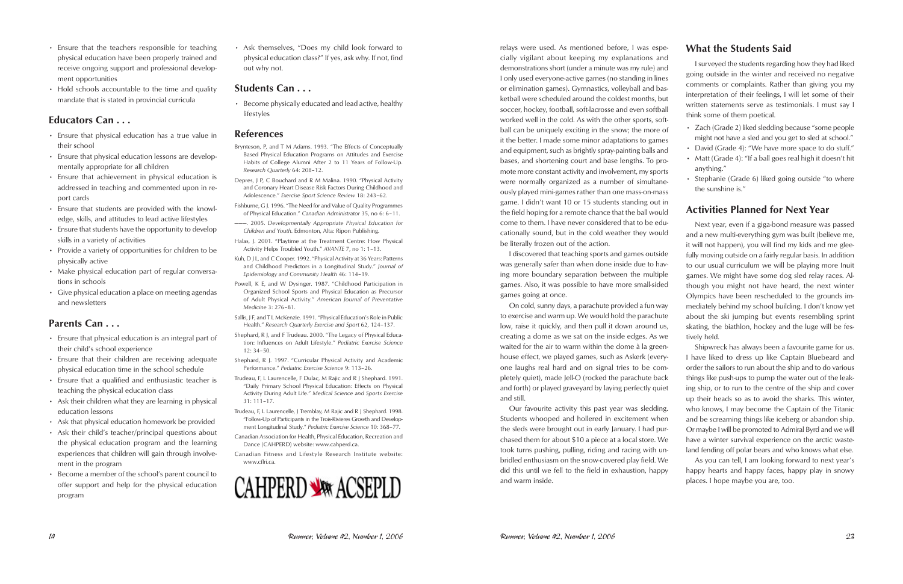- Ensure that the teachers responsible for teaching physical education have been properly trained and receive ongoing support and professional development opportunities
- Hold schools accountable to the time and quality mandate that is stated in provincial curricula

## Educators Can . . .

- Ensure that physical education has a true value in their school
- Ensure that physical education lessons are developmentally appropriate for all children
- Ensure that achievement in physical education is addressed in teaching and commented upon in report cards
- Ensure that students are provided with the knowledge, skills, and attitudes to lead active lifestyles
- Ensure that students have the opportunity to develop skills in a variety of activities
- Provide a variety of opportunities for children to be physically active
- Make physical education part of regular conversations in schools
- Give physical education a place on meeting agendas and newsletters

## Parents Can . . .

- Ensure that physical education is an integral part of their child's school experience
- Ensure that their children are receiving adequate physical education time in the school schedule
- Ensure that a qualified and enthusiastic teacher is teaching the physical education class
- Ask their children what they are learning in physical education lessons
- Ask that physical education homework be provided
- Ask their child's teacher/principal questions about the physical education program and the learning experiences that children will gain through involvement in the program
- Become a member of the school's parent council to offer support and help for the physical education program
- Ask themselves, "Does my child look forward to physical education class?" If yes, ask why. If not, find out why not.

## Students Can . . .

- Become physically educated and lead active, healthy lifestyles

## References

Brynteson, P, and T M Adams. 1993. "The Effects of Conceptually Based Physical Education Programs on Attitudes and Exercise Habits of College Alumni After 2 to 11 Years of Follow-Up. *Research Quarterly* 64: 208–12.

Depres, J P, C Bouchard and R M Malina. 1990. "Physical Activity and Coronary Heart Disease Risk Factors During Childhood and Adolescence." *Exercise Sport Science Review* 18: 243–62.

Fishburne, G J. 1996. "The Need for and Value of Quality Programmes of Physical Education." *Canadian Administrator* 35, no 6: 6–11.

——. 2005. *Developmentally Appropriate Physical Education for Children and Youth*. Edmonton, Alta: Ripon Publishing.

Halas, J. 2001. "Playtime at the Treatment Centre: How Physical Activity Helps Troubled Youth." *AVANTE* 7, no 1: 1–13.

Kuh, D J L, and C Cooper. 1992. "Physical Activity at 36 Years: Patterns and Childhood Predictors in a Longitudinal Study." *Journal of Epidemiology and Community Health* 46: 114–19.

Powell, K E, and W Dysinger. 1987. "Childhood Participation in Organized School Sports and Physical Education as Precursor of Adult Physical Activity." *American Journal of Preventative Medicine* 3: 276–81.

Sallis, J F, and T L McKenzie. 1991. "Physical Education's Role in Public Health." *Research Quarterly Exercise and Sport* 62, 124–137.

Shephard, R J, and F Trudeau. 2000. "The Legacy of Physical Education: Influences on Adult Lifestyle." *Pediatric Exercise Science* 12: 34–50.

Shephard, R J. 1997. "Curricular Physical Activity and Academic Performance." *Pediatric Exercise Science* 9: 113–26.

Trudeau, F, L Laurencelle, F Dulac, M Rajic and R J Shephard. 1991. "Daily Primary School Physical Education: Effects on Physical Activity During Adult Life." *Medical Science and Sports Exercise* 31: 111–17.

Trudeau, F, L Laurencelle, J Tremblay, M Rajic and R J Shephard. 1998. "Follow-Up of Participants in the Trois-Rivieres Growth and Development Longitudinal Study." *Pediatric Exercise Science* 10: 368–77.

Canadian Association for Health, Physical Education, Recreation and Dance (CAHPERD) website: www.cahperd.ca.

Canadian Fitness and Lifestyle Research Institute website: www.cflri.ca.

CAHPERD ACSEPLD

relays were used. As mentioned before, I was especially vigilant about keeping my explanations and demonstrations short (under a minute was my rule) and I only used everyone-active games (no standing in lines or elimination games). Gymnastics, volleyball and basketball were scheduled around the coldest months, but soccer, hockey, football, soft-lacrosse and even softball worked well in the cold. As with the other sports, softball can be uniquely exciting in the snow; the more of it the better. I made some minor adaptations to games and equipment, such as brightly spray-painting balls and bases, and shortening court and base lengths. To promote more constant activity and involvement, my sports were normally organized as a number of simultaneously played mini-games rather than one mass-on-mass game. I didn't want 10 or 15 students standing out in the field hoping for a remote chance that the ball would come to them. I have never considered that to be educationally sound, but in the cold weather they would be literally frozen out of the action.

I discovered that teaching sports and games outside was generally safer than when done inside due to having more boundary separation between the multiple games. Also, it was possible to have more small-sided games going at once.

On cold, sunny days, a parachute provided a fun way to exercise and warm up. We would hold the parachute low, raise it quickly, and then pull it down around us, creating a dome as we sat on the inside edges. As we waited for the air to warm within the dome à la greenhouse effect, we played games, such as Askerk (everyone laughs real hard and on signal tries to be completely quiet), made Jell-O (rocked the parachute back and forth) or played graveyard by laying perfectly quiet and still.

Our favourite activity this past year was sledding. Students whooped and hollered in excitement when the sleds were brought out in early January. I had purchased them for about $10 a piece at a local store. We took turns pushing, pulling, riding and racing with unbridled enthusiasm on the snow-covered play field. We did this until we fell to the field in exhaustion, happy and warm inside.

## What the Students Said

I surveyed the students regarding how they had liked going outside in the winter and received no negative comments or complaints. Rather than giving you my interpretation of their feelings, I will let some of their written statements serve as testimonials. I must say I think some of them poetical.

- Zach (Grade 2) liked sledding because "some people might not have a sled and you get to sled at school."
- David (Grade 4): "We have more space to do stuff."
- Matt (Grade 4): "If a ball goes real high it doesn't hit anything."
- Stephanie (Grade 6) liked going outside "to where the sunshine is."

## Activities Planned for Next Year

Next year, even if a giga-bond measure was passed and a new multi-everything gym was built (believe me, it will not happen), you will find my kids and me gleefully moving outside on a fairly regular basis. In addition to our usual curriculum we will be playing more Inuit games. We might have some dog sled relay races. Although you might not have heard, the next winter Olympics have been rescheduled to the grounds immediately behind my school building. I don't know yet about the ski jumping but events resembling sprint skating, the biathlon, hockey and the luge will be festively held.

Shipwreck has always been a favourite game for us. I have liked to dress up like Captain Bluebeard and order the sailors to run about the ship and to do various things like push-ups to pump the water out of the leaking ship, or to run to the centre of the ship and cover up their heads so as to avoid the sharks. This winter, who knows, I may become the Captain of the Titanic and be screaming things like iceberg or abandon ship. Or maybe I will be promoted to Admiral Byrd and we will have a winter survival experience on the arctic wasteland fending off polar bears and who knows what else.

As you can tell, I am looking forward to next year's happy hearts and happy faces, happy play in snowy places. I hope maybe you are, too.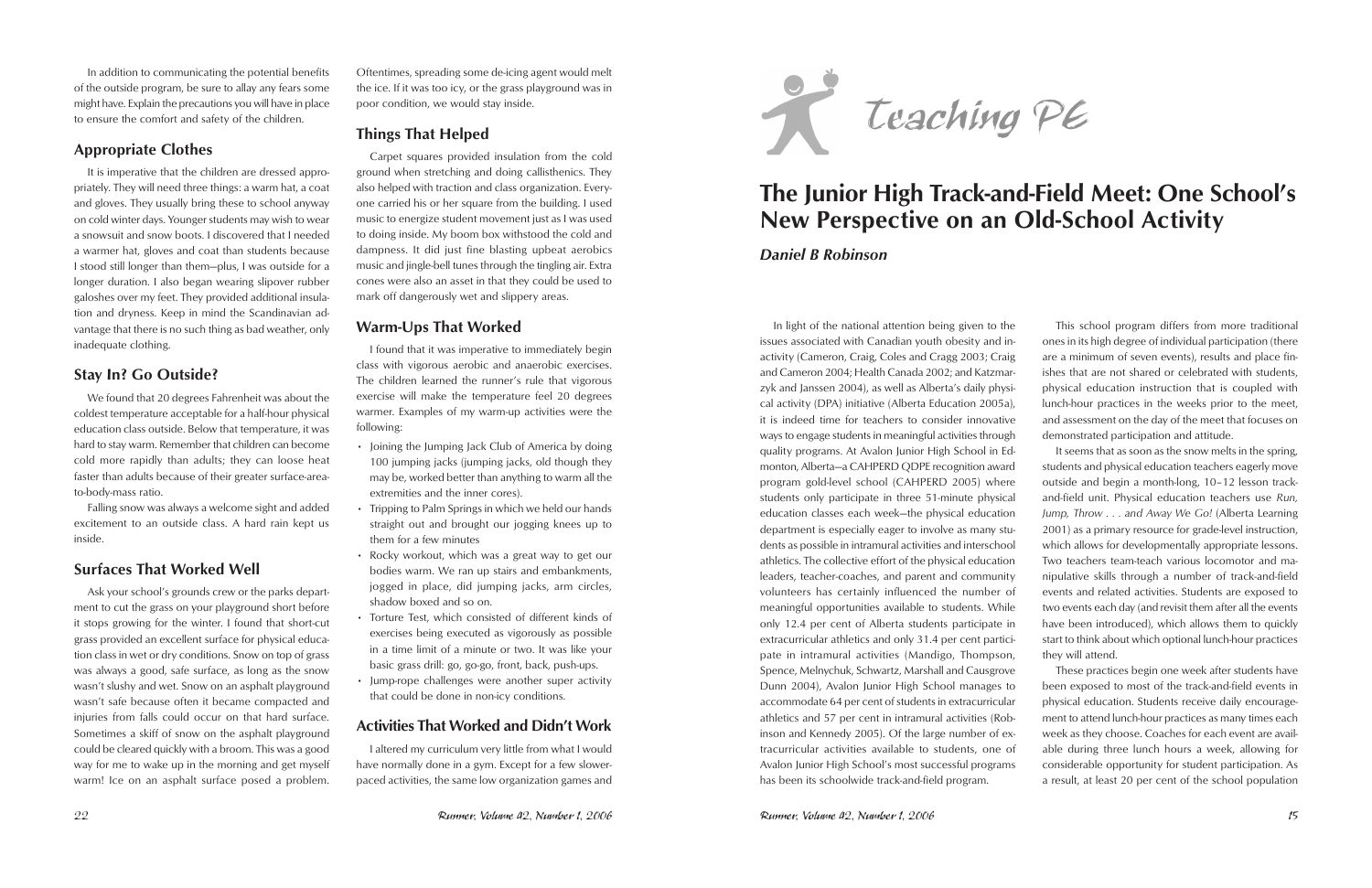In addition to communicating the potential benefits of the outside program, be sure to allay any fears some might have. Explain the precautions you will have in place to ensure the comfort and safety of the children.

### Appropriate Clothes

It is imperative that the children are dressed appropriately. They will need three things: a warm hat, a coat and gloves. They usually bring these to school anyway on cold winter days. Younger students may wish to wear a snowsuit and snow boots. I discovered that I needed a warmer hat, gloves and coat than students because I stood still longer than them—plus, I was outside for a longer duration. I also began wearing slipover rubber galoshes over my feet. They provided additional insulation and dryness. Keep in mind the Scandinavian advantage that there is no such thing as bad weather, only inadequate clothing.

### Stay In? Go Outside?

We found that 20 degrees Fahrenheit was about the coldest temperature acceptable for a half-hour physical education class outside. Below that temperature, it was hard to stay warm. Remember that children can become cold more rapidly than adults; they can loose heat faster than adults because of their greater surface-area-to-body-mass ratio.

Falling snow was always a welcome sight and added excitement to an outside class. A hard rain kept us inside.

### Surfaces That Worked Well

Ask your school's grounds crew or the parks department to cut the grass on your playground short before it stops growing for the winter. I found that short-cut grass provided an excellent surface for physical education class in wet or dry conditions. Snow on top of grass was always a good, safe surface, as long as the snow wasn't slushy and wet. Snow on an asphalt playground wasn't safe because often it became compacted and injuries from falls could occur on that hard surface. Sometimes a skiff of snow on the asphalt playground could be cleared quickly with a broom. This was a good way for me to wake up in the morning and get myself warm! Ice on an asphalt surface posed a problem. Oftentimes, spreading some de-icing agent would melt the ice. If it was too icy, or the grass playground was in poor condition, we would stay inside.

### Things That Helped

Carpet squares provided insulation from the cold ground when stretching and doing callisthenics. They also helped with traction and class organization. Everyone carried his or her square from the building. I used music to energize student movement just as I was used to doing inside. My boom box withstood the cold and dampness. It did just fine blasting upbeat aerobics music and jingle-bell tunes through the tingling air. Extra cones were also an asset in that they could be used to mark off dangerously wet and slippery areas.

### Warm-Ups That Worked

I found that it was imperative to immediately begin class with vigorous aerobic and anaerobic exercises. The children learned the runner's rule that vigorous exercise will make the temperature feel 20 degrees warmer. Examples of my warm-up activities were the following:

- Joining the Jumping Jack Club of America by doing 100 jumping jacks (jumping jacks, old though they may be, worked better than anything to warm all the extremities and the inner cores).
- Tripping to Palm Springs in which we held our hands straight out and brought our jogging knees up to them for a few minutes
- Rocky workout, which was a great way to get our bodies warm. We ran up stairs and embankments, jogged in place, did jumping jacks, arm circles, shadow boxed and so on.
- Torture Test, which consisted of different kinds of exercises being executed as vigorously as possible in a time limit of a minute or two. It was like your basic grass drill: go, go-go, front, back, push-ups.
- Jump-rope challenges were another super activity that could be done in non-icy conditions.

### Activities That Worked and Didn't Work

I altered my curriculum very little from what I would have normally done in a gym. Except for a few slower-paced activities, the same low organization games and

# Teaching PE

## The Junior High Track-and-Field Meet: One School's New Perspective on an Old-School Activity

*Daniel B Robinson*

In light of the national attention being given to the issues associated with Canadian youth obesity and inactivity (Cameron, Craig, Coles and Cragg 2003; Craig and Cameron 2004; Health Canada 2002; and Katzmarzyk and Janssen 2004), as well as Alberta's daily physical activity (DPA) initiative (Alberta Education 2005a), it is indeed time for teachers to consider innovative ways to engage students in meaningful activities through quality programs. At Avalon Junior High School in Edmonton, Alberta—a CAHPERD QDPE recognition award program gold-level school (CAHPERD 2005) where students only participate in three 51-minute physical education classes each week—the physical education department is especially eager to involve as many students as possible in intramural activities and interschool athletics. The collective effort of the physical education leaders, teacher-coaches, and parent and community volunteers has certainly influenced the number of meaningful opportunities available to students. While only 12.4 per cent of Alberta students participate in extracurricular athletics and only 31.4 per cent participate in intramural activities (Mandigo, Thompson, Spence, Melnychuk, Schwartz, Marshall and Causgrove Dunn 2004), Avalon Junior High School manages to accommodate 64 per cent of students in extracurricular athletics and 57 per cent in intramural activities (Robinson and Kennedy 2005). Of the large number of extracurricular activities available to students, one of Avalon Junior High School's most successful programs has been its schoolwide track-and-field program.

This school program differs from more traditional ones in its high degree of individual participation (there are a minimum of seven events), results and place finishes that are not shared or celebrated with students, physical education instruction that is coupled with lunch-hour practices in the weeks prior to the meet, and assessment on the day of the meet that focuses on demonstrated participation and attitude.

It seems that as soon as the snow melts in the spring, students and physical education teachers eagerly move outside and begin a month-long, 10–12 lesson track-and-field unit. Physical education teachers use *Run, Jump, Throw . . . and Away We Go!* (Alberta Learning 2001) as a primary resource for grade-level instruction, which allows for developmentally appropriate lessons. Two teachers team-teach various locomotor and manipulative skills through a number of track-and-field events and related activities. Students are exposed to two events each day (and revisit them after all the events have been introduced), which allows them to quickly start to think about which optional lunch-hour practices they will attend.

These practices begin one week after students have been exposed to most of the track-and-field events in physical education. Students receive daily encouragement to attend lunch-hour practices as many times each week as they choose. Coaches for each event are available during three lunch hours a week, allowing for considerable opportunity for student participation. As a result, at least 20 per cent of the school population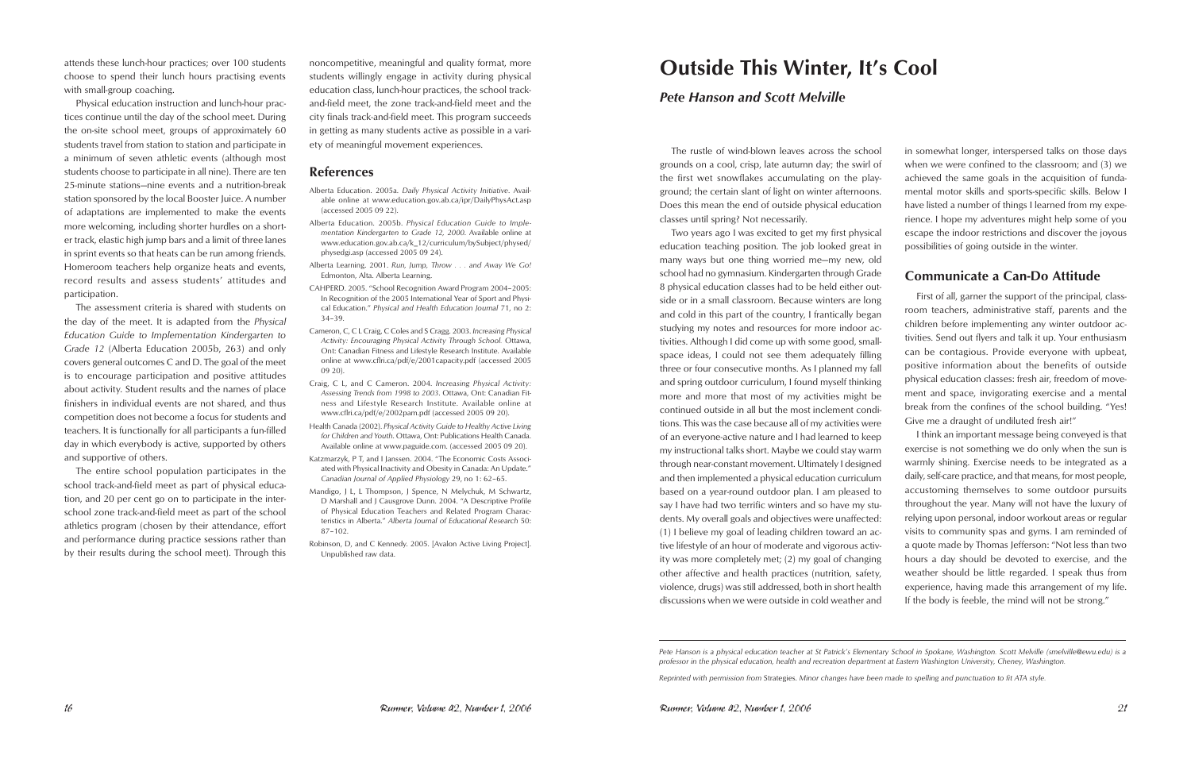attends these lunch-hour practices; over 100 students choose to spend their lunch hours practising events with small-group coaching.

Physical education instruction and lunch-hour practices continue until the day of the school meet. During the on-site school meet, groups of approximately 60 students travel from station to station and participate in a minimum of seven athletic events (although most students choose to participate in all nine). There are ten 25-minute stations—nine events and a nutrition-break station sponsored by the local Booster Juice. A number of adaptations are implemented to make the events more welcoming, including shorter hurdles on a shorter track, elastic high jump bars and a limit of three lanes in sprint events so that heats can be run among friends. Homeroom teachers help organize heats and events, record results and assess students' attitudes and participation.

The assessment criteria is shared with students on the day of the meet. It is adapted from the *Physical Education Guide to Implementation Kindergarten to Grade 12* (Alberta Education 2005b, 263) and only covers general outcomes C and D. The goal of the meet is to encourage participation and positive attitudes about activity. Student results and the names of place finishers in individual events are not shared, and thus competition does not become a focus for students and teachers. It is functionally for all participants a fun-filled day in which everybody is active, supported by others and supportive of others.

The entire school population participates in the school track-and-field meet as part of physical education, and 20 per cent go on to participate in the interschool zone track-and-field meet as part of the school athletics program (chosen by their attendance, effort and performance during practice sessions rather than by their results during the school meet). Through this noncompetitive, meaningful and quality format, more students willingly engage in activity during physical education class, lunch-hour practices, the school track-and-field meet, the zone track-and-field meet and the city finals track-and-field meet. This program succeeds in getting as many students active as possible in a variety of meaningful movement experiences.

## References

Alberta Education. 2005a. *Daily Physical Activity Initiative*. Available online at www.education.gov.ab.ca/ipr/DailyPhysAct.asp (accessed 2005 09 22).

Alberta Education. 2005b. *Physical Education Guide to Implementation Kindergarten to Grade 12, 2000.* Available online at www.education.gov.ab.ca/k_12/curriculum/bySubject/physed/physedgi.asp (accessed 2005 09 24).

Alberta Learning. 2001. *Run, Jump, Throw . . . and Away We Go!* Edmonton, Alta. Alberta Learning.

CAHPERD. 2005. "School Recognition Award Program 2004–2005: In Recognition of the 2005 International Year of Sport and Physical Education." *Physical and Health Education Journal* 71, no 2: 34–39.

Cameron, C, C L Craig, C Coles and S Cragg. 2003. *Increasing Physical Activity: Encouraging Physical Activity Through School.* Ottawa, Ont: Canadian Fitness and Lifestyle Research Institute. Available online at www.cflri.ca/pdf/e/2001capacity.pdf (accessed 2005 09 20).

Craig, C L, and C Cameron. 2004. *Increasing Physical Activity: Assessing Trends from 1998 to 2003*. Ottawa, Ont: Canadian Fitness and Lifestyle Research Institute. Available online at www.cflri.ca/pdf/e/2002pam.pdf (accessed 2005 09 20).

Health Canada (2002). *Physical Activity Guide to Healthy Active Living for Children and Youth*. Ottawa, Ont: Publications Health Canada. Available online at www.paguide.com. (accessed 2005 09 20).

Katzmarzyk, P T, and I Janssen. 2004. "The Economic Costs Associated with Physical Inactivity and Obesity in Canada: An Update." *Canadian Journal of Applied Physiology* 29, no 1: 62–65.

Mandigo, J L, L Thompson, J Spence, N Melychuk, M Schwartz, D Marshall and J Causgrove Dunn. 2004. "A Descriptive Profile of Physical Education Teachers and Related Program Characteristics in Alberta." *Alberta Journal of Educational Research* 50: 87–102.

Robinson, D, and C Kennedy. 2005. [Avalon Active Living Project]. Unpublished raw data.

# Outside This Winter, It's Cool

## *Pete Hanson and Scott Melville*

The rustle of wind-blown leaves across the school grounds on a cool, crisp, late autumn day; the swirl of the first wet snowflakes accumulating on the playground; the certain slant of light on winter afternoons. Does this mean the end of outside physical education classes until spring? Not necessarily.

Two years ago I was excited to get my first physical education teaching position. The job looked great in many ways but one thing worried me—my new, old school had no gymnasium. Kindergarten through Grade 8 physical education classes had to be held either outside or in a small classroom. Because winters are long and cold in this part of the country, I frantically began studying my notes and resources for more indoor activities. Although I did come up with some good, small-space ideas, I could not see them adequately filling three or four consecutive months. As I planned my fall and spring outdoor curriculum, I found myself thinking more and more that most of my activities might be continued outside in all but the most inclement conditions. This was the case because all of my activities were of an everyone-active nature and I had learned to keep my instructional talks short. Maybe we could stay warm through near-constant movement. Ultimately I designed and then implemented a physical education curriculum based on a year-round outdoor plan. I am pleased to say I have had two terrific winters and so have my students. My overall goals and objectives were unaffected: (1) I believe my goal of leading children toward an active lifestyle of an hour of moderate and vigorous activity was more completely met; (2) my goal of changing other affective and health practices (nutrition, safety, violence, drugs) was still addressed, both in short health discussions when we were outside in cold weather and in somewhat longer, interspersed talks on those days when we were confined to the classroom; and (3) we achieved the same goals in the acquisition of fundamental motor skills and sports-specific skills. Below I have listed a number of things I learned from my experience. I hope my adventures might help some of you escape the indoor restrictions and discover the joyous possibilities of going outside in the winter.

### Communicate a Can-Do Attitude

First of all, garner the support of the principal, classroom teachers, administrative staff, parents and the children before implementing any winter outdoor activities. Send out flyers and talk it up. Your enthusiasm can be contagious. Provide everyone with upbeat, positive information about the benefits of outside physical education classes: fresh air, freedom of movement and space, invigorating exercise and a mental break from the confines of the school building. "Yes! Give me a draught of undiluted fresh air!"

I think an important message being conveyed is that exercise is not something we do only when the sun is warmly shining. Exercise needs to be integrated as a daily, self-care practice, and that means, for most people, accustoming themselves to some outdoor pursuits throughout the year. Many will not have the luxury of relying upon personal, indoor workout areas or regular visits to community spas and gyms. I am reminded of a quote made by Thomas Jefferson: "Not less than two hours a day should be devoted to exercise, and the weather should be little regarded. I speak thus from experience, having made this arrangement of my life. If the body is feeble, the mind will not be strong."

---

*Pete Hanson is a physical education teacher at St Patrick's Elementary School in Spokane, Washington. Scott Melville (smelville@ewu.edu) is a professor in the physical education, health and recreation department at Eastern Washington University, Cheney, Washington.*

*Reprinted with permission from* Strategies. *Minor changes have been made to spelling and punctuation to fit ATA style.*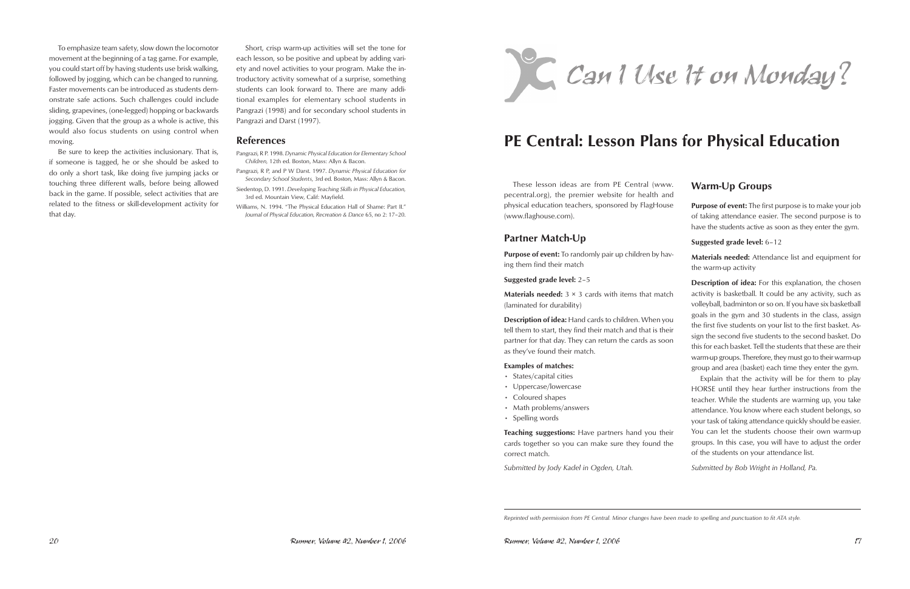To emphasize team safety, slow down the locomotor movement at the beginning of a tag game. For example, you could start off by having students use brisk walking, followed by jogging, which can be changed to running. Faster movements can be introduced as students demonstrate safe actions. Such challenges could include sliding, grapevines, (one-legged) hopping or backwards jogging. Given that the group as a whole is active, this would also focus students on using control when moving.

Be sure to keep the activities inclusionary. That is, if someone is tagged, he or she should be asked to do only a short task, like doing five jumping jacks or touching three different walls, before being allowed back in the game. If possible, select activities that are related to the fitness or skill-development activity for that day.

Short, crisp warm-up activities will set the tone for each lesson, so be positive and upbeat by adding variety and novel activities to your program. Make the introductory activity somewhat of a surprise, something students can look forward to. There are many additional examples for elementary school students in Pangrazi (1998) and for secondary school students in Pangrazi and Darst (1997).

## References

Pangrazi, R P. 1998. *Dynamic Physical Education for Elementary School Children,* 12th ed. Boston, Mass: Allyn & Bacon.

Pangrazi, R P, and P W Darst. 1997. *Dynamic Physical Education for Secondary School Students,* 3rd ed. Boston, Mass: Allyn & Bacon.

Siedentop, D. 1991. *Developing Teaching Skills in Physical Education,* 3rd ed. Mountain View, Calif: Mayfield.

Williams, N. 1994. "The Physical Education Hall of Shame: Part II." *Journal of Physical Education, Recreation & Dance* 65, no 2: 17–20.

*Can I Use It on Monday?*

# PE Central: Lesson Plans for Physical Education

These lesson ideas are from PE Central (www.pecentral.org), the premier website for health and physical education teachers, sponsored by FlagHouse (www.flaghouse.com).

## Partner Match-Up

**Purpose of event:** To randomly pair up children by having them find their match

**Suggested grade level:** 2–5

**Materials needed:** 3 × 3 cards with items that match (laminated for durability)

**Description of idea:** Hand cards to children. When you tell them to start, they find their match and that is their partner for that day. They can return the cards as soon as they've found their match.

**Examples of matches:**

- States/capital cities
- Uppercase/lowercase
- Coloured shapes
- Math problems/answers
- Spelling words

**Teaching suggestions:** Have partners hand you their cards together so you can make sure they found the correct match.

*Submitted by Jody Kadel in Ogden, Utah.*

## Warm-Up Groups

**Purpose of event:** The first purpose is to make your job of taking attendance easier. The second purpose is to have the students active as soon as they enter the gym.

**Suggested grade level:** 6–12

**Materials needed:** Attendance list and equipment for the warm-up activity

**Description of idea:** For this explanation, the chosen activity is basketball. It could be any activity, such as volleyball, badminton or so on. If you have six basketball goals in the gym and 30 students in the class, assign the first five students on your list to the first basket. Assign the second five students to the second basket. Do this for each basket. Tell the students that these are their warm-up groups. Therefore, they must go to their warm-up group and area (basket) each time they enter the gym.

Explain that the activity will be for them to play HORSE until they hear further instructions from the teacher. While the students are warming up, you take attendance. You know where each student belongs, so your task of taking attendance quickly should be easier. You can let the students choose their own warm-up groups. In this case, you will have to adjust the order of the students on your attendance list.

*Submitted by Bob Wright in Holland, Pa.*

*Reprinted with permission from PE Central. Minor changes have been made to spelling and punctuation to fit ATA style.*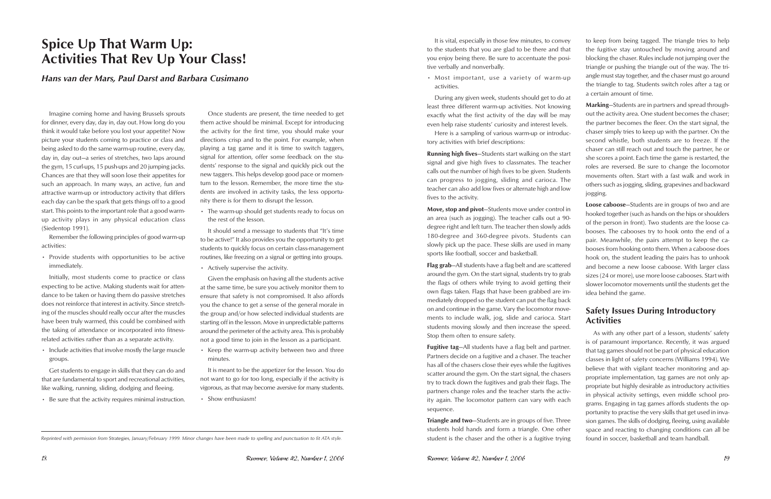# Spice Up That Warm Up: Activities That Rev Up Your Class!

### *Hans van der Mars, Paul Darst and Barbara Cusimano*

Imagine coming home and having Brussels sprouts for dinner, every day, day in, day out. How long do you think it would take before you lost your appetite? Now picture your students coming to practice or class and being asked to do the same warm-up routine, every day, day in, day out—a series of stretches, two laps around the gym, 15 curl-ups, 15 push-ups and 20 jumping jacks. Chances are that they will soon lose their appetites for such an approach. In many ways, an active, fun and attractive warm-up or introductory activity that differs each day can be the spark that gets things off to a good start. This points to the important role that a good warm-up activity plays in any physical education class (Siedentop 1991).

Remember the following principles of good warm-up activities:

- Provide students with opportunities to be active immediately.

Initially, most students come to practice or class expecting to be active. Making students wait for attendance to be taken or having them do passive stretches does not reinforce that interest in activity. Since stretching of the muscles should really occur after the muscles have been truly warmed, this could be combined with the taking of attendance or incorporated into fitness-related activities rather than as a separate activity.

- Include activities that involve mostly the large muscle groups.

Get students to engage in skills that they can do and that are fundamental to sport and recreational activities, like walking, running, sliding, dodging and fleeing.

- Be sure that the activity requires minimal instruction.

Once students are present, the time needed to get them active should be minimal. Except for introducing the activity for the first time, you should make your directions crisp and to the point. For example, when playing a tag game and it is time to switch taggers, signal for attention, offer some feedback on the students' response to the signal and quickly pick out the new taggers. This helps develop good pace or momentum to the lesson. Remember, the more time the students are involved in activity tasks, the less opportunity there is for them to disrupt the lesson.

- The warm-up should get students ready to focus on the rest of the lesson.

It should send a message to students that "It's time to be active!" It also provides you the opportunity to get students to quickly focus on certain class-management routines, like freezing on a signal or getting into groups.

- Actively supervise the activity.

Given the emphasis on having all the students active at the same time, be sure you actively monitor them to ensure that safety is not compromised. It also affords you the chance to get a sense of the general morale in the group and/or how selected individual students are starting off in the lesson. Move in unpredictable patterns around the perimeter of the activity area. This is probably not a good time to join in the lesson as a participant.

- Keep the warm-up activity between two and three minutes.

It is meant to be the appetizer for the lesson. You do not want to go for too long, especially if the activity is vigorous, as that may become aversive for many students.

- Show enthusiasm!

It is vital, especially in those few minutes, to convey to the students that you are glad to be there and that you enjoy being there. Be sure to accentuate the positive verbally and nonverbally.

- Most important, use a variety of warm-up activities.

During any given week, students should get to do at least three different warm-up activities. Not knowing exactly what the first activity of the day will be may even help raise students' curiosity and interest levels.

Here is a sampling of various warm-up or introductory activities with brief descriptions:

**Running high fives**—Students start walking on the start signal and give high fives to classmates. The teacher calls out the number of high fives to be given. Students can progress to jogging, sliding and carioca. The teacher can also add low fives or alternate high and low fives to the activity.

**Move, stop and pivot**—Students move under control in an area (such as jogging). The teacher calls out a 90-degree right and left turn. The teacher then slowly adds 180-degree and 360-degree pivots. Students can slowly pick up the pace. These skills are used in many sports like football, soccer and basketball.

**Flag grab**—All students have a flag belt and are scattered around the gym. On the start signal, students try to grab the flags of others while trying to avoid getting their own flags taken. Flags that have been grabbed are immediately dropped so the student can put the flag back on and continue in the game. Vary the locomotor movements to include walk, jog, slide and carioca. Start students moving slowly and then increase the speed. Stop them often to ensure safety.

**Fugitive tag**—All students have a flag belt and partner. Partners decide on a fugitive and a chaser. The teacher has all of the chasers close their eyes while the fugitives scatter around the gym. On the start signal, the chasers try to track down the fugitives and grab their flags. The partners change roles and the teacher starts the activity again. The locomotor pattern can vary with each sequence.

**Triangle and two**—Students are in groups of five. Three students hold hands and form a triangle. One other student is the chaser and the other is a fugitive trying to keep from being tagged. The triangle tries to help the fugitive stay untouched by moving around and blocking the chaser. Rules include not jumping over the triangle or pushing the triangle out of the way. The triangle must stay together, and the chaser must go around the triangle to tag. Students switch roles after a tag or a certain amount of time.

**Marking**—Students are in partners and spread throughout the activity area. One student becomes the chaser; the partner becomes the fleer. On the start signal, the chaser simply tries to keep up with the partner. On the second whistle, both students are to freeze. If the chaser can still reach out and touch the partner, he or she scores a point. Each time the game is restarted, the roles are reversed. Be sure to change the locomotor movements often. Start with a fast walk and work in others such as jogging, sliding, grapevines and backward jogging.

**Loose caboose**—Students are in groups of two and are hooked together (such as hands on the hips or shoulders of the person in front). Two students are the loose cabooses. The cabooses try to hook onto the end of a pair. Meanwhile, the pairs attempt to keep the cabooses from hooking onto them. When a caboose does hook on, the student leading the pairs has to unhook and become a new loose caboose. With larger class sizes (24 or more), use more loose cabooses. Start with slower locomotor movements until the students get the idea behind the game.

## Safety Issues During Introductory Activities

As with any other part of a lesson, students' safety is of paramount importance. Recently, it was argued that tag games should not be part of physical education classes in light of safety concerns (Williams 1994). We believe that with vigilant teacher monitoring and appropriate implementation, tag games are not only appropriate but highly desirable as introductory activities in physical activity settings, even middle school programs. Engaging in tag games affords students the opportunity to practise the very skills that get used in invasion games. The skills of dodging, fleeing, using available space and reacting to changing conditions can all be found in soccer, basketball and team handball.

*Reprinted with permission from* Strategies, *January/February 1999. Minor changes have been made to spelling and punctuation to fit ATA style.*